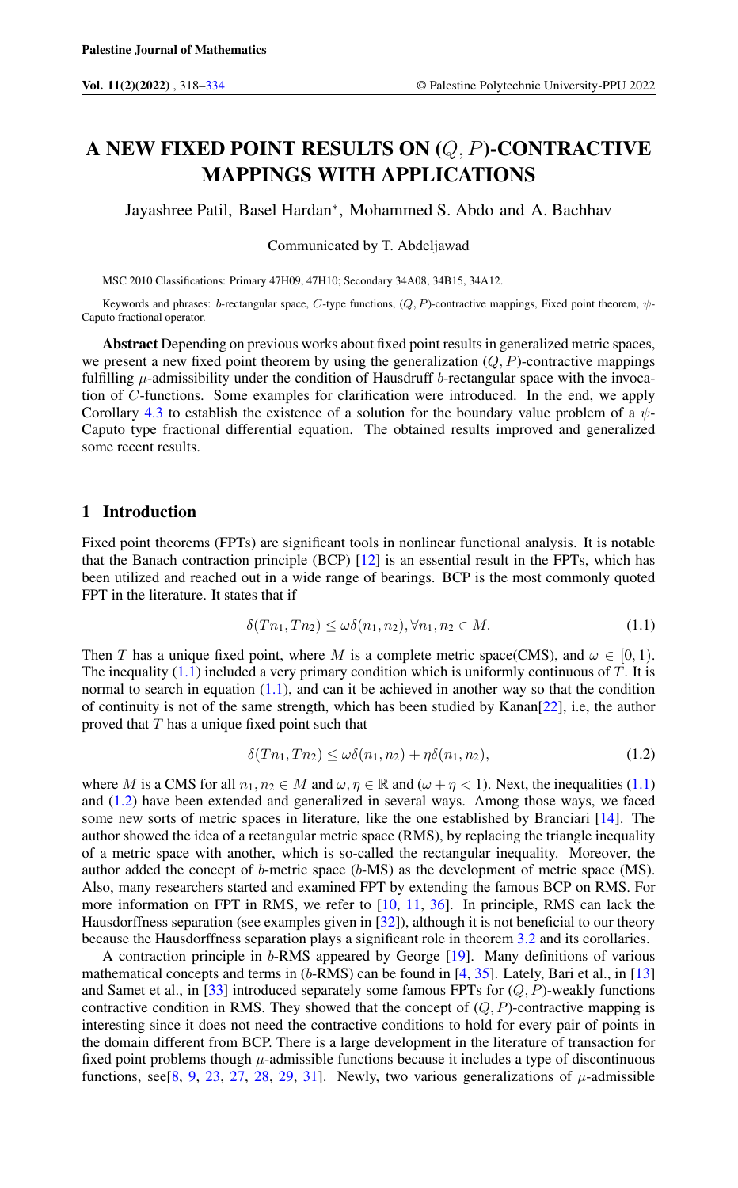# A NEW FIXED POINT RESULTS ON $(Q, P)$-CONTRACTIVE MAPPINGS WITH APPLICATIONS

Jayashree Patil, Basel Hardan*, Mohammed S. Abdo and A. Bachhav

Communicated by T. Abdeljawad

MSC 2010 Classifications: Primary 47H09, 47H10; Secondary 34A08, 34B15, 34A12.

Keywords and phrases: $b$-rectangular space, $C$-type functions, $(Q, P)$-contractive mappings, Fixed point theorem, $\psi$-Caputo fractional operator.

**Abstract** Depending on previous works about fixed point results in generalized metric spaces, we present a new fixed point theorem by using the generalization $(Q, P)$-contractive mappings fulfilling $\mu$-admissibility under the condition of Hausdruff $b$-rectangular space with the invocation of $C$-functions. Some examples for clarification were introduced. In the end, we apply Corollary 4.3 to establish the existence of a solution for the boundary value problem of a $\psi$-Caputo type fractional differential equation. The obtained results improved and generalized some recent results.

## 1 Introduction

Fixed point theorems (FPTs) are significant tools in nonlinear functional analysis. It is notable that the Banach contraction principle (BCP) [12] is an essential result in the FPTs, which has been utilized and reached out in a wide range of bearings. BCP is the most commonly quoted FPT in the literature. It states that if

$$\delta(Tn_1, Tn_2) \leq \omega\delta(n_1, n_2), \forall n_1, n_2 \in M. \tag{1.1}$$

Then $T$ has a unique fixed point, where $M$ is a complete metric space(CMS), and $\omega \in [0, 1)$. The inequality (1.1) included a very primary condition which is uniformly continuous of $T$. It is normal to search in equation (1.1), and can it be achieved in another way so that the condition of continuity is not of the same strength, which has been studied by Kanan[22], i.e, the author proved that $T$ has a unique fixed point such that

$$\delta(Tn_1, Tn_2) \leq \omega\delta(n_1, n_2) + \eta\delta(n_1, n_2), \tag{1.2}$$

where $M$ is a CMS for all $n_1, n_2 \in M$ and $\omega, \eta \in \mathbb{R}$ and $(\omega + \eta < 1)$. Next, the inequalities (1.1) and (1.2) have been extended and generalized in several ways. Among those ways, we faced some new sorts of metric spaces in literature, like the one established by Branciari [14]. The author showed the idea of a rectangular metric space (RMS), by replacing the triangle inequality of a metric space with another, which is so-called the rectangular inequality. Moreover, the author added the concept of $b$-metric space ($b$-MS) as the development of metric space (MS). Also, many researchers started and examined FPT by extending the famous BCP on RMS. For more information on FPT in RMS, we refer to [10, 11, 36]. In principle, RMS can lack the Hausdorffness separation (see examples given in [32]), although it is not beneficial to our theory because the Hausdorffness separation plays a significant role in theorem 3.2 and its corollaries.

A contraction principle in $b$-RMS appeared by George [19]. Many definitions of various mathematical concepts and terms in ($b$-RMS) can be found in [4, 35]. Lately, Bari et al., in [13] and Samet et al., in [33] introduced separately some famous FPTs for $(Q, P)$-weakly functions contractive condition in RMS. They showed that the concept of $(Q, P)$-contractive mapping is interesting since it does not need the contractive conditions to hold for every pair of points in the domain different from BCP. There is a large development in the literature of transaction for fixed point problems though $\mu$-admissible functions because it includes a type of discontinuous functions, see[8, 9, 23, 27, 28, 29, 31]. Newly, two various generalizations of $\mu$-admissible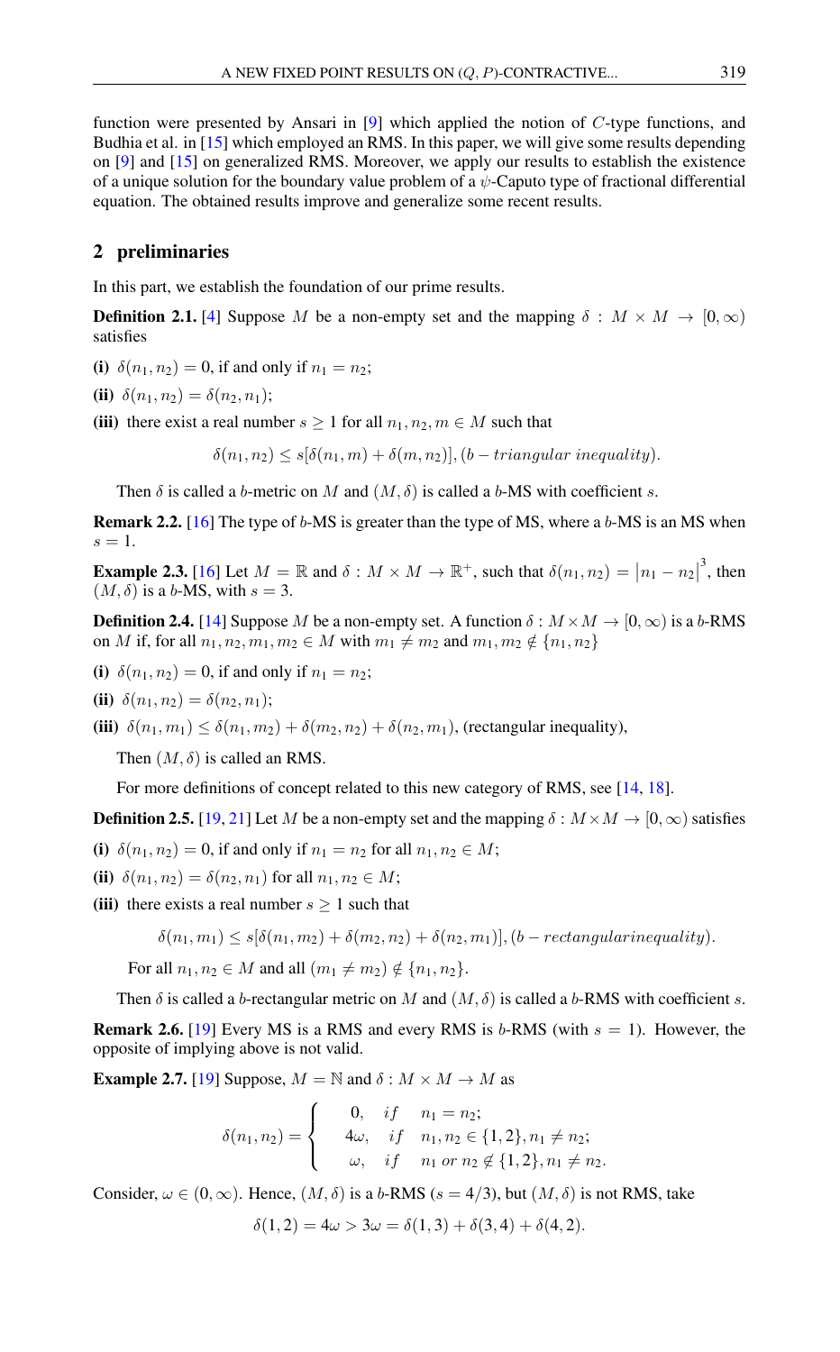function were presented by Ansari in [9] which applied the notion of $C$-type functions, and Budhia et al. in [15] which employed an RMS. In this paper, we will give some results depending on [9] and [15] on generalized RMS. Moreover, we apply our results to establish the existence of a unique solution for the boundary value problem of a $\psi$-Caputo type of fractional differential equation. The obtained results improve and generalize some recent results.

## 2 preliminaries

In this part, we establish the foundation of our prime results.

**Definition 2.1.** [4] Suppose $M$ be a non-empty set and the mapping $\delta : M \times M \to [0, \infty)$ satisfies

**(i)** $\delta(n_1, n_2) = 0$, if and only if $n_1 = n_2$;

**(ii)** $\delta(n_1, n_2) = \delta(n_2, n_1)$;

**(iii)** there exist a real number $s \geq 1$ for all $n_1, n_2, m \in M$ such that

$$\delta(n_1, n_2) \leq s[\delta(n_1, m) + \delta(m, n_2)], (b - triangular\ inequality).$$

Then $\delta$ is called a $b$-metric on $M$ and $(M, \delta)$ is called a $b$-MS with coefficient $s$.

**Remark 2.2.** [16] The type of $b$-MS is greater than the type of MS, where a $b$-MS is an MS when $s = 1$.

**Example 2.3.** [16] Let $M = \mathbb{R}$ and $\delta : M \times M \to \mathbb{R}^+$, such that $\delta(n_1, n_2) = \left|n_1 - n_2\right|^3$, then $(M, \delta)$ is a $b$-MS, with $s = 3$.

**Definition 2.4.** [14] Suppose $M$ be a non-empty set. A function $\delta : M \times M \to [0, \infty)$ is a $b$-RMS on $M$ if, for all $n_1, n_2, m_1, m_2 \in M$ with $m_1 \neq m_2$ and $m_1, m_2 \notin \{n_1, n_2\}$

**(i)** $\delta(n_1, n_2) = 0$, if and only if $n_1 = n_2$;

**(ii)** $\delta(n_1, n_2) = \delta(n_2, n_1)$;

**(iii)** $\delta(n_1, m_1) \leq \delta(n_1, m_2) + \delta(m_2, n_2) + \delta(n_2, m_1)$, (rectangular inequality),

Then $(M, \delta)$ is called an RMS.

For more definitions of concept related to this new category of RMS, see [14, 18].

**Definition 2.5.** [19, 21] Let $M$ be a non-empty set and the mapping $\delta : M \times M \to [0, \infty)$ satisfies

**(i)** $\delta(n_1, n_2) = 0$, if and only if $n_1 = n_2$ for all $n_1, n_2 \in M$;

**(ii)** $\delta(n_1, n_2) = \delta(n_2, n_1)$ for all $n_1, n_2 \in M$;

**(iii)** there exists a real number $s \geq 1$ such that

$$\delta(n_1, m_1) \leq s[\delta(n_1, m_2) + \delta(m_2, n_2) + \delta(n_2, m_1)], (b - rectangularinequality).$$

For all $n_1, n_2 \in M$ and all $(m_1 \neq m_2) \notin \{n_1, n_2\}$.

Then $\delta$ is called a $b$-rectangular metric on $M$ and $(M, \delta)$ is called a $b$-RMS with coefficient $s$.

**Remark 2.6.** [19] Every MS is a RMS and every RMS is $b$-RMS (with $s = 1$). However, the opposite of implying above is not valid.

**Example 2.7.** [19] Suppose, $M = \mathbb{N}$ and $\delta : M \times M \to M$ as

$$\delta(n_1, n_2) = \begin{cases} 0, & if \quad n_1 = n_2; \\ 4\omega, & if \quad n_1, n_2 \in \{1, 2\}, n_1 \neq n_2; \\ \omega, & if \quad n_1 \ or \ n_2 \notin \{1, 2\}, n_1 \neq n_2. \end{cases}$$

Consider, $\omega \in (0, \infty)$. Hence, $(M, \delta)$ is a $b$-RMS ($s = 4/3$), but $(M, \delta)$ is not RMS, take

$$\delta(1, 2) = 4\omega > 3\omega = \delta(1, 3) + \delta(3, 4) + \delta(4, 2).$$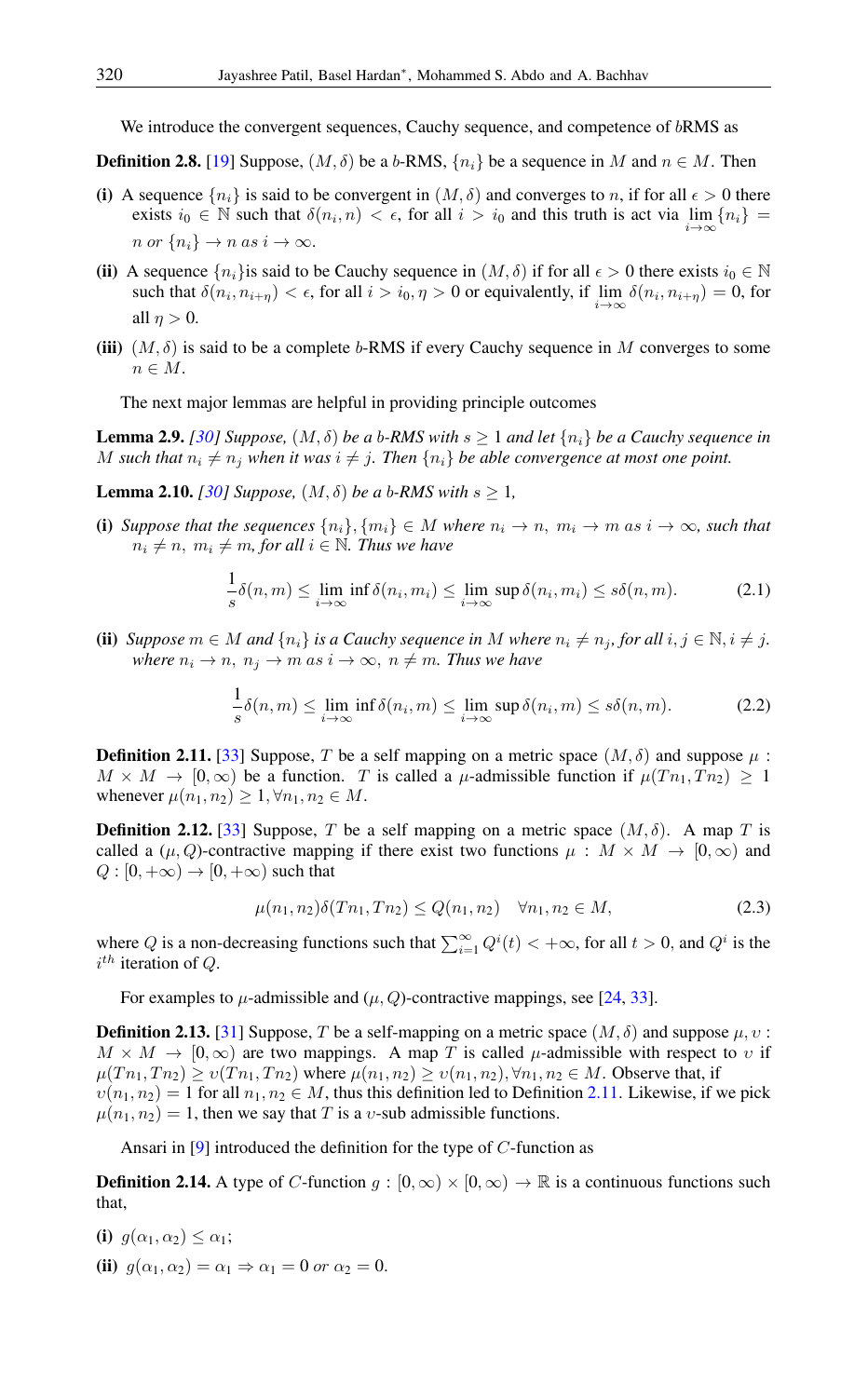We introduce the convergent sequences, Cauchy sequence, and competence of $b$RMS as

**Definition 2.8.** [19] Suppose, $(M, \delta)$ be a $b$-RMS, $\{n_i\}$ be a sequence in $M$ and $n \in M$. Then

**(i)** A sequence $\{n_i\}$ is said to be convergent in $(M, \delta)$ and converges to $n$, if for all $\epsilon > 0$ there exists $i_0 \in \mathbb{N}$ such that $\delta(n_i, n) < \epsilon$, for all $i > i_0$ and this truth is act via $\lim_{i\to\infty} \{n_i\} = n$ or $\{n_i\} \to n$ as $i \to \infty$.

**(ii)** A sequence $\{n_i\}$is said to be Cauchy sequence in $(M, \delta)$ if for all $\epsilon > 0$ there exists $i_0 \in \mathbb{N}$ such that $\delta(n_i, n_{i+\eta}) < \epsilon$, for all $i > i_0, \eta > 0$ or equivalently, if $\lim_{i\to\infty} \delta(n_i, n_{i+\eta}) = 0$, for all $\eta > 0$.

**(iii)** $(M, \delta)$ is said to be a complete $b$-RMS if every Cauchy sequence in $M$ converges to some $n \in M$.

The next major lemmas are helpful in providing principle outcomes

**Lemma 2.9.** *[30] Suppose, $(M, \delta)$ be a $b$-RMS with $s \geq 1$ and let $\{n_i\}$ be a Cauchy sequence in $M$ such that $n_i \neq n_j$ when it was $i \neq j$. Then $\{n_i\}$ be able convergence at most one point.*

**Lemma 2.10.** *[30] Suppose, $(M, \delta)$ be a $b$-RMS with $s \geq 1$,*

**(i)** *Suppose that the sequences $\{n_i\}, \{m_i\} \in M$ where $n_i \to n,\ m_i \to m$ as $i \to \infty$, such that $n_i \neq n,\ m_i \neq m$, for all $i \in \mathbb{N}$. Thus we have*

$$\frac{1}{s}\delta(n, m) \leq \lim_{i\to\infty} \inf \delta(n_i, m_i) \leq \lim_{i\to\infty} \sup \delta(n_i, m_i) \leq s\delta(n, m). \tag{2.1}$$

**(ii)** *Suppose $m \in M$ and $\{n_i\}$ is a Cauchy sequence in $M$ where $n_i \neq n_j$, for all $i, j \in \mathbb{N}, i \neq j$. where $n_i \to n,\ n_j \to m$ as $i \to \infty,\ n \neq m$. Thus we have*

$$\frac{1}{s}\delta(n, m) \leq \lim_{i\to\infty} \inf \delta(n_i, m) \leq \lim_{i\to\infty} \sup \delta(n_i, m) \leq s\delta(n, m). \tag{2.2}$$

**Definition 2.11.** [33] Suppose, $T$ be a self mapping on a metric space $(M, \delta)$ and suppose $\mu : M \times M \to [0, \infty)$ be a function. $T$ is called a $\mu$-admissible function if $\mu(Tn_1, Tn_2) \geq 1$ whenever $\mu(n_1, n_2) \geq 1, \forall n_1, n_2 \in M$.

**Definition 2.12.** [33] Suppose, $T$ be a self mapping on a metric space $(M, \delta)$. A map $T$ is called a $(\mu, Q)$-contractive mapping if there exist two functions $\mu : M \times M \to [0, \infty)$ and $Q : [0, +\infty) \to [0, +\infty)$ such that

$$\mu(n_1, n_2)\delta(Tn_1, Tn_2) \leq Q(n_1, n_2) \quad \forall n_1, n_2 \in M, \tag{2.3}$$

where $Q$ is a non-decreasing functions such that $\sum_{i=1}^{\infty} Q^i(t) < +\infty$, for all $t > 0$, and $Q^i$ is the $i^{th}$ iteration of $Q$.

For examples to $\mu$-admissible and $(\mu, Q)$-contractive mappings, see [24, 33].

**Definition 2.13.** [31] Suppose, $T$ be a self-mapping on a metric space $(M, \delta)$ and suppose $\mu, \upsilon : M \times M \to [0, \infty)$ are two mappings. A map $T$ is called $\mu$-admissible with respect to $\upsilon$ if $\mu(Tn_1, Tn_2) \geq \upsilon(Tn_1, Tn_2)$ where $\mu(n_1, n_2) \geq \upsilon(n_1, n_2), \forall n_1, n_2 \in M$. Observe that, if $\upsilon(n_1, n_2) = 1$ for all $n_1, n_2 \in M$, thus this definition led to Definition 2.11. Likewise, if we pick $\mu(n_1, n_2) = 1$, then we say that $T$ is a $\upsilon$-sub admissible functions.

Ansari in [9] introduced the definition for the type of $C$-function as

**Definition 2.14.** A type of $C$-function $g : [0, \infty) \times [0, \infty) \to \mathbb{R}$ is a continuous functions such that,

**(i)** $g(\alpha_1, \alpha_2) \leq \alpha_1$;

**(ii)** $g(\alpha_1, \alpha_2) = \alpha_1 \Rightarrow \alpha_1 = 0$ or $\alpha_2 = 0$.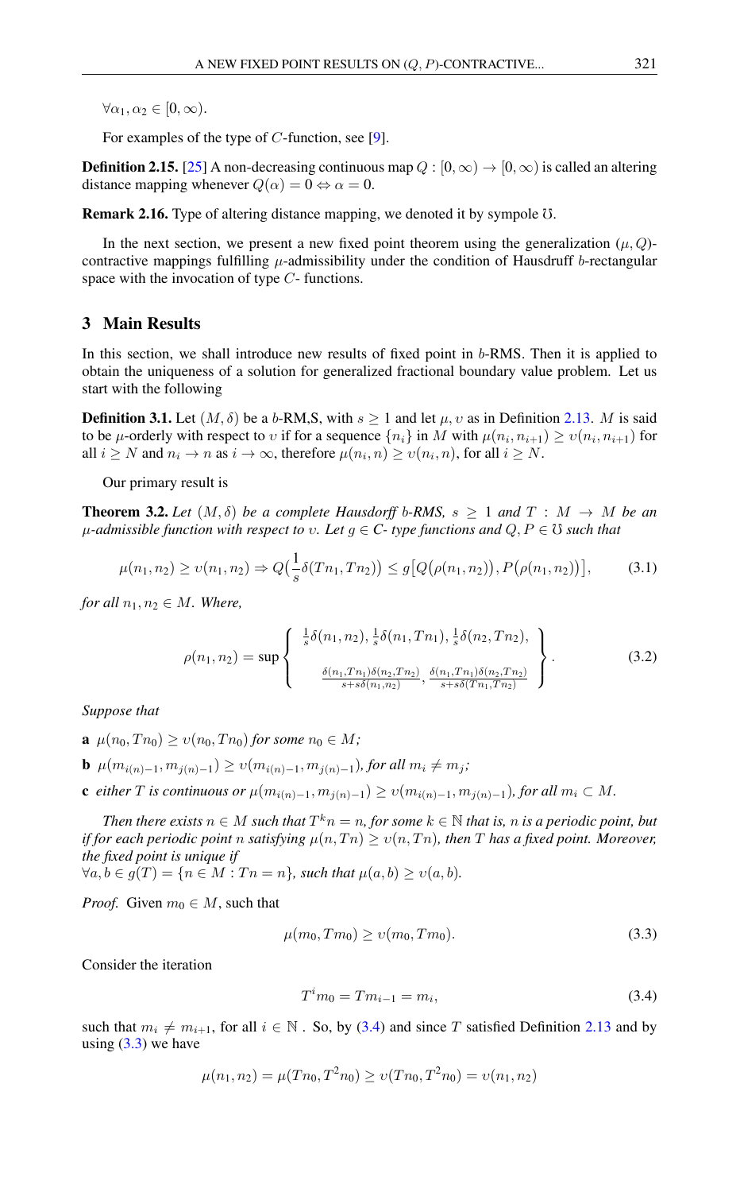$\forall \alpha_1, \alpha_2 \in [0, \infty)$.

For examples of the type of $C$-function, see [9].

**Definition 2.15.** [25] A non-decreasing continuous map $Q : [0, \infty) \to [0, \infty)$ is called an altering distance mapping whenever $Q(\alpha) = 0 \Leftrightarrow \alpha = 0$.

**Remark 2.16.** Type of altering distance mapping, we denoted it by sympole $\mho$.

In the next section, we present a new fixed point theorem using the generalization $(\mu, Q)$-contractive mappings fulfilling $\mu$-admissibility under the condition of Hausdruff $b$-rectangular space with the invocation of type $C$- functions.

## 3 Main Results

In this section, we shall introduce new results of fixed point in $b$-RMS. Then it is applied to obtain the uniqueness of a solution for generalized fractional boundary value problem. Let us start with the following

**Definition 3.1.** Let $(M, \delta)$ be a $b$-RM,S, with $s \geq 1$ and let $\mu, \upsilon$ as in Definition 2.13. $M$ is said to be $\mu$-orderly with respect to $\upsilon$ if for a sequence $\{n_i\}$ in $M$ with $\mu(n_i, n_{i+1}) \geq \upsilon(n_i, n_{i+1})$ for all $i \geq N$ and $n_i \to n$ as $i \to \infty$, therefore $\mu(n_i, n) \geq \upsilon(n_i, n)$, for all $i \geq N$.

Our primary result is

**Theorem 3.2.** *Let $(M, \delta)$ be a complete Hausdorff $b$-RMS, $s \geq 1$ and $T : M \to M$ be an $\mu$-admissible function with respect to $\upsilon$. Let $g \in C$- type functions and $Q, P \in \mho$ such that*

$$\mu(n_1, n_2) \geq \upsilon(n_1, n_2) \Rightarrow Q\big(\frac{1}{s}\delta(Tn_1, Tn_2)\big) \leq g\big[Q\big(\rho(n_1, n_2)\big), P\big(\rho(n_1, n_2)\big)\big], \tag{3.1}$$

*for all $n_1, n_2 \in M$. Where,*

$$\rho(n_1, n_2) = \sup \left\{ \begin{array}{c} \frac{1}{s}\delta(n_1, n_2), \frac{1}{s}\delta(n_1, Tn_1), \frac{1}{s}\delta(n_2, Tn_2), \\ \frac{\delta(n_1, Tn_1)\delta(n_2, Tn_2)}{s + s\delta(n_1, n_2)}, \frac{\delta(n_1, Tn_1)\delta(n_2, Tn_2)}{s + s\delta(Tn_1, Tn_2)} \end{array} \right\}. \tag{3.2}$$

*Suppose that*

**a** $\mu(n_0, Tn_0) \geq \upsilon(n_0, Tn_0)$ *for some $n_0 \in M$;*

**b** $\mu(m_{i(n)-1}, m_{j(n)-1}) \geq \upsilon(m_{i(n)-1}, m_{j(n)-1})$*, for all $m_i \neq m_j$;*

**c** *either $T$ is continuous or $\mu(m_{i(n)-1}, m_{j(n)-1}) \geq \upsilon(m_{i(n)-1}, m_{j(n)-1})$, for all $m_i \subset M$.*

*Then there exists $n \in M$ such that $T^k n = n$, for some $k \in \mathbb{N}$ that is, $n$ is a periodic point, but if for each periodic point $n$ satisfying $\mu(n, Tn) \geq \upsilon(n, Tn)$, then $T$ has a fixed point. Moreover, the fixed point is unique if*
*$\forall a, b \in g(T) = \{n \in M : Tn = n\}$, such that $\mu(a, b) \geq \upsilon(a, b)$.*

*Proof.* Given $m_0 \in M$, such that

$$\mu(m_0, Tm_0) \geq \upsilon(m_0, Tm_0). \tag{3.3}$$

Consider the iteration

$$T^i m_0 = Tm_{i-1} = m_i, \tag{3.4}$$

such that $m_i \neq m_{i+1}$, for all $i \in \mathbb{N}$ . So, by (3.4) and since $T$ satisfied Definition 2.13 and by using (3.3) we have

$$\mu(n_1, n_2) = \mu(Tn_0, T^2 n_0) \geq \upsilon(Tn_0, T^2 n_0) = \upsilon(n_1, n_2)$$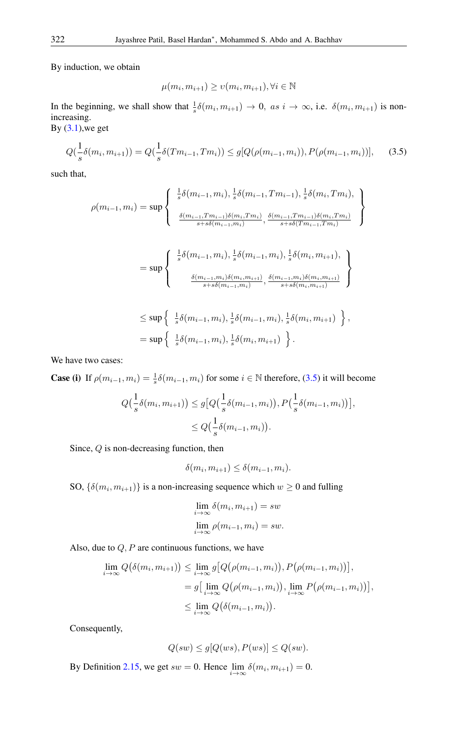By induction, we obtain

$$\mu(m_i, m_{i+1}) \geq \upsilon(m_i, m_{i+1}), \forall i \in \mathbb{N}$$

In the beginning, we shall show that $\frac{1}{s}\delta(m_i, m_{i+1}) \to 0,\ as\ i \to \infty$, i.e. $\delta(m_i, m_{i+1})$ is non-increasing.
By (3.1),we get

$$Q(\frac{1}{s}\delta(m_i, m_{i+1})) = Q(\frac{1}{s}\delta(Tm_{i-1}, Tm_i)) \leq g[Q(\rho(m_{i-1}, m_i)), P(\rho(m_{i-1}, m_i))], \tag{3.5}$$

such that,

$$\rho(m_{i-1}, m_i) = \sup \left\{ \begin{array}{c} \frac{1}{s}\delta(m_{i-1}, m_i), \frac{1}{s}\delta(m_{i-1}, Tm_{i-1}), \frac{1}{s}\delta(m_i, Tm_i), \\ \frac{\delta(m_{i-1}, Tm_{i-1})\delta(m_i, Tm_i)}{s+s\delta(m_{i-1}, m_i)}, \frac{\delta(m_{i-1}, Tm_{i-1})\delta(m_i, Tm_i)}{s+s\delta(Tm_{i-1}, Tm_i)} \end{array} \right\}$$

$$= \sup \left\{ \begin{array}{c} \frac{1}{s}\delta(m_{i-1}, m_i), \frac{1}{s}\delta(m_{i-1}, m_i), \frac{1}{s}\delta(m_i, m_{i+1}), \\ \frac{\delta(m_{i-1}, m_i)\delta(m_i, m_{i+1})}{s+s\delta(m_{i-1}, m_i)}, \frac{\delta(m_{i-1}, m_i)\delta(m_i, m_{i+1})}{s+s\delta(m_i, m_{i+1})} \end{array} \right\}$$

$$\leq \sup \left\{ \ \frac{1}{s}\delta(m_{i-1}, m_i), \frac{1}{s}\delta(m_{i-1}, m_i), \frac{1}{s}\delta(m_i, m_{i+1}) \ \right\},$$
$$= \sup \left\{ \ \frac{1}{s}\delta(m_{i-1}, m_i), \frac{1}{s}\delta(m_i, m_{i+1}) \ \right\}.$$

We have two cases:

**Case (i)** If $\rho(m_{i-1}, m_i) = \frac{1}{s}\delta(m_{i-1}, m_i)$ for some $i \in \mathbb{N}$ therefore, (3.5) it will become

$$Q\big(\frac{1}{s}\delta(m_i, m_{i+1})\big) \leq g\big[Q\big(\frac{1}{s}\delta(m_{i-1}, m_i)\big), P\big(\frac{1}{s}\delta(m_{i-1}, m_i)\big)\big],$$
$$\leq Q\big(\frac{1}{s}\delta(m_{i-1}, m_i)\big).$$

Since, $Q$ is non-decreasing function, then

$$\delta(m_i, m_{i+1}) \leq \delta(m_{i-1}, m_i).$$

SO, $\{\delta(m_i, m_{i+1})\}$ is a non-increasing sequence which $w \geq 0$ and fulling

$$\lim_{i\to\infty} \delta(m_i, m_{i+1}) = sw$$
$$\lim_{i\to\infty} \rho(m_{i-1}, m_i) = sw.$$

Also, due to $Q, P$ are continuous functions, we have

$$\begin{aligned} \lim_{i\to\infty} Q\big(\delta(m_i, m_{i+1})\big) &\leq \lim_{i\to\infty} g\big[Q\big(\rho(m_{i-1}, m_i)\big), P\big(\rho(m_{i-1}, m_i)\big)\big], \\ &= g\big[\lim_{i\to\infty} Q\big(\rho(m_{i-1}, m_i)\big), \lim_{i\to\infty} P\big(\rho(m_{i-1}, m_i)\big)\big], \\ &\leq \lim_{i\to\infty} Q\big(\delta(m_{i-1}, m_i)\big). \end{aligned}$$

Consequently,

$$Q(sw) \leq g[Q(ws), P(ws)] \leq Q(sw).$$

By Definition 2.15, we get $sw = 0$. Hence $\lim_{i\to\infty} \delta(m_i, m_{i+1}) = 0$.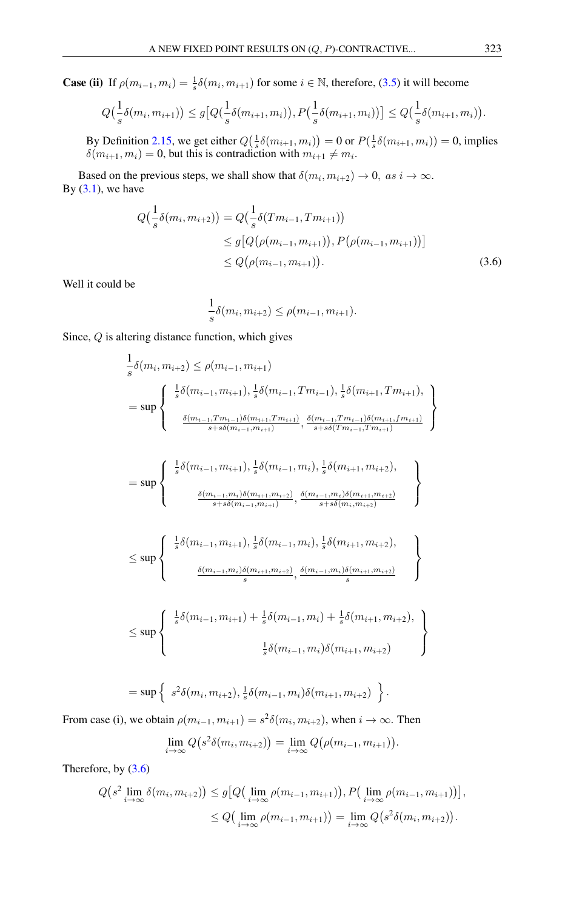**Case (ii)** If $\rho(m_{i-1}, m_i) = \frac{1}{s}\delta(m_i, m_{i+1})$ for some $i \in \mathbb{N}$, therefore, (3.5) it will become

$$Q\big(\frac{1}{s}\delta(m_i, m_{i+1})\big) \leq g\big[Q\big(\frac{1}{s}\delta(m_{i+1}, m_i)\big), P\big(\frac{1}{s}\delta(m_{i+1}, m_i)\big)\big] \leq Q\big(\frac{1}{s}\delta(m_{i+1}, m_i)\big).$$

By Definition 2.15, we get either $Q\big(\frac{1}{s}\delta(m_{i+1}, m_i)\big) = 0$ or $P\big(\frac{1}{s}\delta(m_{i+1}, m_i)\big) = 0$, implies $\delta(m_{i+1}, m_i) = 0$, but this is contradiction with $m_{i+1} \neq m_i$.

Based on the previous steps, we shall show that $\delta(m_i, m_{i+2}) \to 0, \ as \ i \to \infty$. By (3.1), we have

$$\begin{aligned} Q\big(\frac{1}{s}\delta(m_i, m_{i+2})\big) &= Q\big(\frac{1}{s}\delta(Tm_{i-1}, Tm_{i+1})\big) \\ &\leq g\big[Q\big(\rho(m_{i-1}, m_{i+1})\big), P\big(\rho(m_{i-1}, m_{i+1})\big)\big] \\ &\leq Q\big(\rho(m_{i-1}, m_{i+1})\big). \end{aligned} \tag{3.6}$$

Well it could be

$$\frac{1}{s}\delta(m_i, m_{i+2}) \leq \rho(m_{i-1}, m_{i+1}).$$

Since, $Q$ is altering distance function, which gives

$$\begin{aligned} \frac{1}{s}\delta(m_i, m_{i+2}) &\leq \rho(m_{i-1}, m_{i+1}) \\ &= \sup\left\{ \begin{array}{c} \frac{1}{s}\delta(m_{i-1}, m_{i+1}), \frac{1}{s}\delta(m_{i-1}, Tm_{i-1}), \frac{1}{s}\delta(m_{i+1}, Tm_{i+1}), \\ \frac{\delta(m_{i-1}, Tm_{i-1})\delta(m_{i+1}, Tm_{i+1})}{s + s\delta(m_{i-1}, m_{i+1})}, \frac{\delta(m_{i-1}, Tm_{i-1})\delta(m_{i+1}, fm_{i+1})}{s + s\delta(Tm_{i-1}, Tm_{i+1})} \end{array} \right\} \\ &= \sup\left\{ \begin{array}{c} \frac{1}{s}\delta(m_{i-1}, m_{i+1}), \frac{1}{s}\delta(m_{i-1}, m_i), \frac{1}{s}\delta(m_{i+1}, m_{i+2}), \\ \frac{\delta(m_{i-1}, m_i)\delta(m_{i+1}, m_{i+2})}{s + s\delta(m_{i-1}, m_{i+1})}, \frac{\delta(m_{i-1}, m_i)\delta(m_{i+1}, m_{i+2})}{s + s\delta(m_i, m_{i+2})} \end{array} \right\} \\ &\leq \sup\left\{ \begin{array}{c} \frac{1}{s}\delta(m_{i-1}, m_{i+1}), \frac{1}{s}\delta(m_{i-1}, m_i), \frac{1}{s}\delta(m_{i+1}, m_{i+2}), \\ \frac{\delta(m_{i-1}, m_i)\delta(m_{i+1}, m_{i+2})}{s}, \frac{\delta(m_{i-1}, m_i)\delta(m_{i+1}, m_{i+2})}{s} \end{array} \right\} \\ &\leq \sup\left\{ \begin{array}{c} \frac{1}{s}\delta(m_{i-1}, m_{i+1}) + \frac{1}{s}\delta(m_{i-1}, m_i) + \frac{1}{s}\delta(m_{i+1}, m_{i+2}), \\ \frac{1}{s}\delta(m_{i-1}, m_i)\delta(m_{i+1}, m_{i+2}) \end{array} \right\} \\ &= \sup\left\{ \ s^2\delta(m_i, m_{i+2}), \frac{1}{s}\delta(m_{i-1}, m_i)\delta(m_{i+1}, m_{i+2}) \ \right\}. \end{aligned}$$

From case (i), we obtain $\rho(m_{i-1}, m_{i+1}) = s^2\delta(m_i, m_{i+2})$, when $i \to \infty$. Then

$$\lim_{i \to \infty} Q\big(s^2\delta(m_i, m_{i+2})\big) = \lim_{i \to \infty} Q\big(\rho(m_{i-1}, m_{i+1})\big).$$

Therefore, by (3.6)

$$\begin{aligned} Q\big(s^2 \lim_{i \to \infty} \delta(m_i, m_{i+2})\big) &\leq g\big[Q\big(\lim_{i \to \infty} \rho(m_{i-1}, m_{i+1})\big), P\big(\lim_{i \to \infty} \rho(m_{i-1}, m_{i+1})\big)\big], \\ &\leq Q\big(\lim_{i \to \infty} \rho(m_{i-1}, m_{i+1})\big) = \lim_{i \to \infty} Q\big(s^2\delta(m_i, m_{i+2})\big). \end{aligned}$$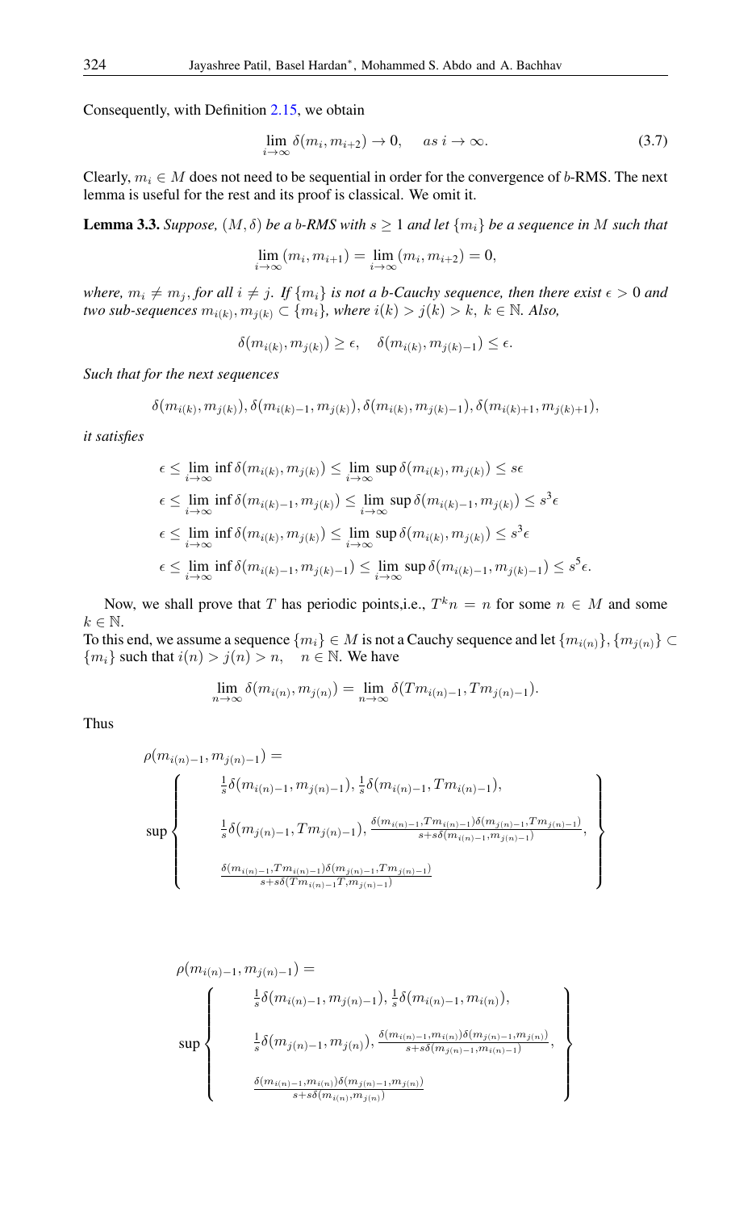Consequently, with Definition 2.15, we obtain

$$\lim_{i\to\infty} \delta(m_i, m_{i+2}) \to 0, \quad as \ i \to \infty. \tag{3.7}$$

Clearly, $m_i \in M$ does not need to be sequential in order for the convergence of $b$-RMS. The next lemma is useful for the rest and its proof is classical. We omit it.

**Lemma 3.3.** *Suppose, $(M, \delta)$ be a $b$-RMS with $s \geq 1$ and let $\{m_i\}$ be a sequence in $M$ such that*

$$\lim_{i\to\infty} (m_i, m_{i+1}) = \lim_{i\to\infty} (m_i, m_{i+2}) = 0,$$

*where, $m_i \neq m_j$, for all $i \neq j$. If $\{m_i\}$ is not a $b$-Cauchy sequence, then there exist $\epsilon > 0$ and two sub-sequences $m_{i(k)}, m_{j(k)} \subset \{m_i\}$, where $i(k) > j(k) > k$, $k \in \mathbb{N}$. Also,*

$$\delta(m_{i(k)}, m_{j(k)}) \geq \epsilon, \quad \delta(m_{i(k)}, m_{j(k)-1}) \leq \epsilon.$$

*Such that for the next sequences*

$$\delta(m_{i(k)}, m_{j(k)}), \delta(m_{i(k)-1}, m_{j(k)}), \delta(m_{i(k)}, m_{j(k)-1}), \delta(m_{i(k)+1}, m_{j(k)+1}),$$

*it satisfies*

$$\epsilon \leq \lim_{i\to\infty} \inf \delta(m_{i(k)}, m_{j(k)}) \leq \lim_{i\to\infty} \sup \delta(m_{i(k)}, m_{j(k)}) \leq s\epsilon$$

$$\epsilon \leq \lim_{i\to\infty} \inf \delta(m_{i(k)-1}, m_{j(k)}) \leq \lim_{i\to\infty} \sup \delta(m_{i(k)-1}, m_{j(k)}) \leq s^3\epsilon$$

$$\epsilon \leq \lim_{i\to\infty} \inf \delta(m_{i(k)}, m_{j(k)}) \leq \lim_{i\to\infty} \sup \delta(m_{i(k)}, m_{j(k)}) \leq s^3\epsilon$$

$$\epsilon \leq \lim_{i\to\infty} \inf \delta(m_{i(k)-1}, m_{j(k)-1}) \leq \lim_{i\to\infty} \sup \delta(m_{i(k)-1}, m_{j(k)-1}) \leq s^5\epsilon.$$

Now, we shall prove that $T$ has periodic points,i.e., $T^k n = n$ for some $n \in M$ and some $k \in \mathbb{N}$.
To this end, we assume a sequence $\{m_i\} \in M$ is not a Cauchy sequence and let $\{m_{i(n)}\}, \{m_{j(n)}\} \subset \{m_i\}$ such that $i(n) > j(n) > n, \quad n \in \mathbb{N}$. We have

$$\lim_{n\to\infty} \delta(m_{i(n)}, m_{j(n)}) = \lim_{n\to\infty} \delta(Tm_{i(n)-1}, Tm_{j(n)-1}).$$

Thus

$$\rho(m_{i(n)-1}, m_{j(n)-1}) = \sup \left\{ \begin{array}{c} \frac{1}{s}\delta(m_{i(n)-1}, m_{j(n)-1}), \frac{1}{s}\delta(m_{i(n)-1}, Tm_{i(n)-1}), \\ \frac{1}{s}\delta(m_{j(n)-1}, Tm_{j(n)-1}), \frac{\delta(m_{i(n)-1}, Tm_{i(n)-1})\delta(m_{j(n)-1}, Tm_{j(n)-1})}{s + s\delta(m_{i(n)-1}, m_{j(n)-1})}, \\ \frac{\delta(m_{i(n)-1}, Tm_{i(n)-1})\delta(m_{j(n)-1}, Tm_{j(n)-1})}{s + s\delta(Tm_{i(n)-1}T, m_{j(n)-1})} \end{array} \right\}$$

$$\rho(m_{i(n)-1}, m_{j(n)-1}) = \sup \left\{ \begin{array}{c} \frac{1}{s}\delta(m_{i(n)-1}, m_{j(n)-1}), \frac{1}{s}\delta(m_{i(n)-1}, m_{i(n)}), \\ \frac{1}{s}\delta(m_{j(n)-1}, m_{j(n)}), \frac{\delta(m_{i(n)-1}, m_{i(n)})\delta(m_{j(n)-1}, m_{j(n)})}{s + s\delta(m_{j(n)-1}, m_{i(n)-1})}, \\ \frac{\delta(m_{i(n)-1}, m_{i(n)})\delta(m_{j(n)-1}, m_{j(n)})}{s + s\delta(m_{i(n)}, m_{j(n)})} \end{array} \right\}$$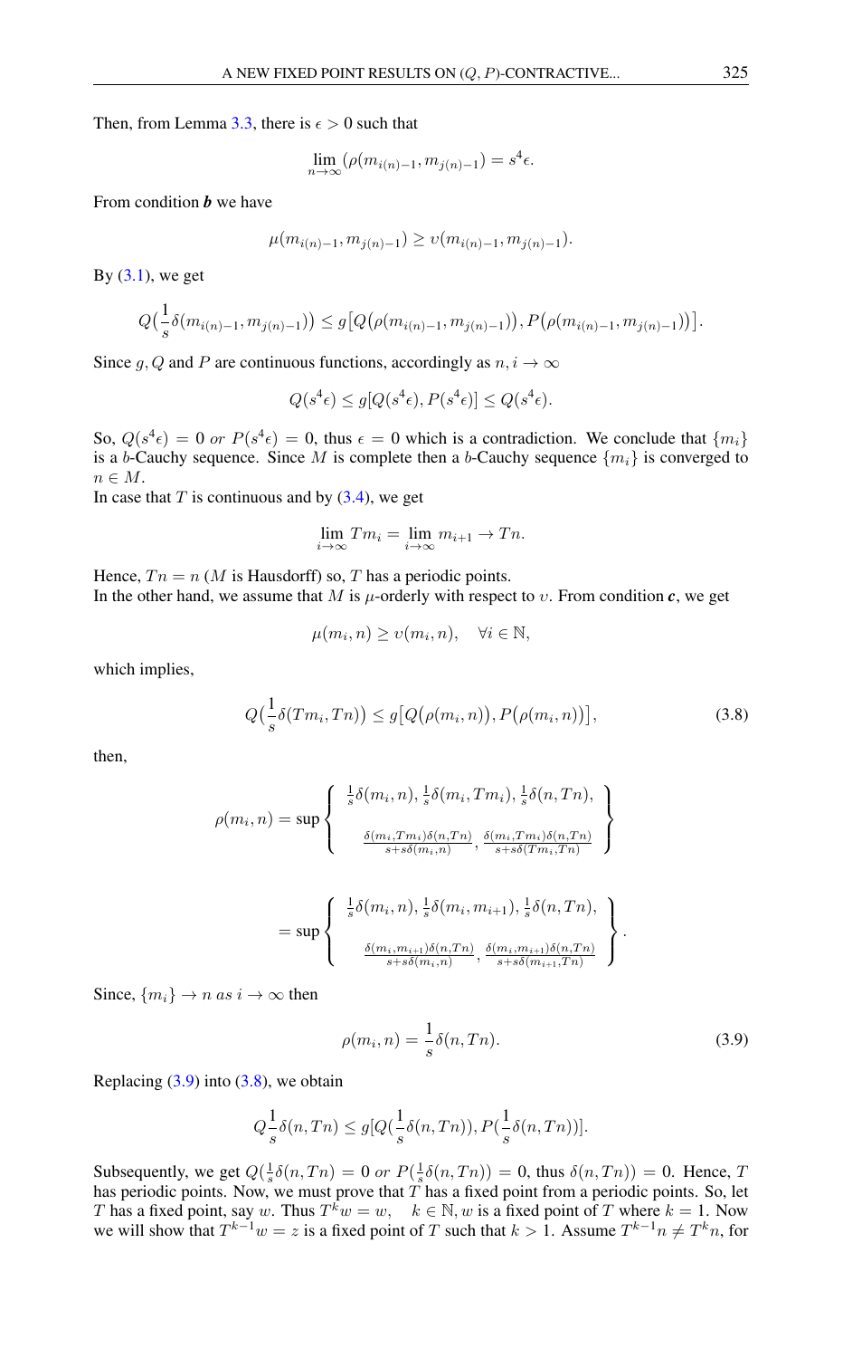Then, from Lemma 3.3, there is $\epsilon > 0$ such that

$$\lim_{n\to\infty}(\rho(m_{i(n)-1}, m_{j(n)-1}) = s^4\epsilon.$$

From condition ***b*** we have

$$\mu(m_{i(n)-1}, m_{j(n)-1}) \geq \upsilon(m_{i(n)-1}, m_{j(n)-1}).$$

By (3.1), we get

$$Q\big(\frac{1}{s}\delta(m_{i(n)-1}, m_{j(n)-1})\big) \leq g\big[Q\big(\rho(m_{i(n)-1}, m_{j(n)-1})\big), P\big(\rho(m_{i(n)-1}, m_{j(n)-1})\big)\big].$$

Since $g, Q$ and $P$ are continuous functions, accordingly as $n, i \to \infty$

$$Q(s^4\epsilon) \leq g[Q(s^4\epsilon), P(s^4\epsilon)] \leq Q(s^4\epsilon).$$

So, $Q(s^4\epsilon) = 0$ *or* $P(s^4\epsilon) = 0$, thus $\epsilon = 0$ which is a contradiction. We conclude that $\{m_i\}$ is a $b$-Cauchy sequence. Since $M$ is complete then a $b$-Cauchy sequence $\{m_i\}$ is converged to $n \in M$.
In case that $T$ is continuous and by (3.4), we get

$$\lim_{i\to\infty} Tm_i = \lim_{i\to\infty} m_{i+1} \to Tn.$$

Hence, $Tn = n$ ($M$ is Hausdorff) so, $T$ has a periodic points.
In the other hand, we assume that $M$ is $\mu$-orderly with respect to $\upsilon$. From condition ***c***, we get

$$\mu(m_i, n) \geq \upsilon(m_i, n), \quad \forall i \in \mathbb{N},$$

which implies,

$$Q\big(\frac{1}{s}\delta(Tm_i, Tn)\big) \leq g\big[Q\big(\rho(m_i, n)\big), P\big(\rho(m_i, n)\big)\big], \tag{3.8}$$

then,

$$\rho(m_i, n) = \sup\left\{\begin{array}{c} \frac{1}{s}\delta(m_i, n), \frac{1}{s}\delta(m_i, Tm_i), \frac{1}{s}\delta(n, Tn), \\ \\ \frac{\delta(m_i, Tm_i)\delta(n, Tn)}{s+s\delta(m_i, n)}, \frac{\delta(m_i, Tm_i)\delta(n, Tn)}{s+s\delta(Tm_i, Tn)} \end{array}\right\}$$

$$= \sup\left\{\begin{array}{c} \frac{1}{s}\delta(m_i, n), \frac{1}{s}\delta(m_i, m_{i+1}), \frac{1}{s}\delta(n, Tn), \\ \\ \frac{\delta(m_i, m_{i+1})\delta(n, Tn)}{s+s\delta(m_i, n)}, \frac{\delta(m_i, m_{i+1})\delta(n, Tn)}{s+s\delta(m_{i+1}, Tn)} \end{array}\right\}.$$

Since, $\{m_i\} \to n$ *as* $i \to \infty$ then

$$\rho(m_i, n) = \frac{1}{s}\delta(n, Tn). \tag{3.9}$$

Replacing (3.9) into (3.8), we obtain

$$Q\frac{1}{s}\delta(n, Tn) \leq g[Q(\frac{1}{s}\delta(n, Tn)), P(\frac{1}{s}\delta(n, Tn))].$$

Subsequently, we get $Q(\frac{1}{s}\delta(n, Tn) = 0$ *or* $P(\frac{1}{s}\delta(n, Tn)) = 0$, thus $\delta(n, Tn)) = 0$. Hence, $T$ has periodic points. Now, we must prove that $T$ has a fixed point from a periodic points. So, let $T$ has a fixed point, say $w$. Thus $T^k w = w, \quad k \in \mathbb{N}, w$ is a fixed point of $T$ where $k = 1$. Now we will show that $T^{k-1}w = z$ is a fixed point of $T$ such that $k > 1$. Assume $T^{k-1}n \neq T^k n$, for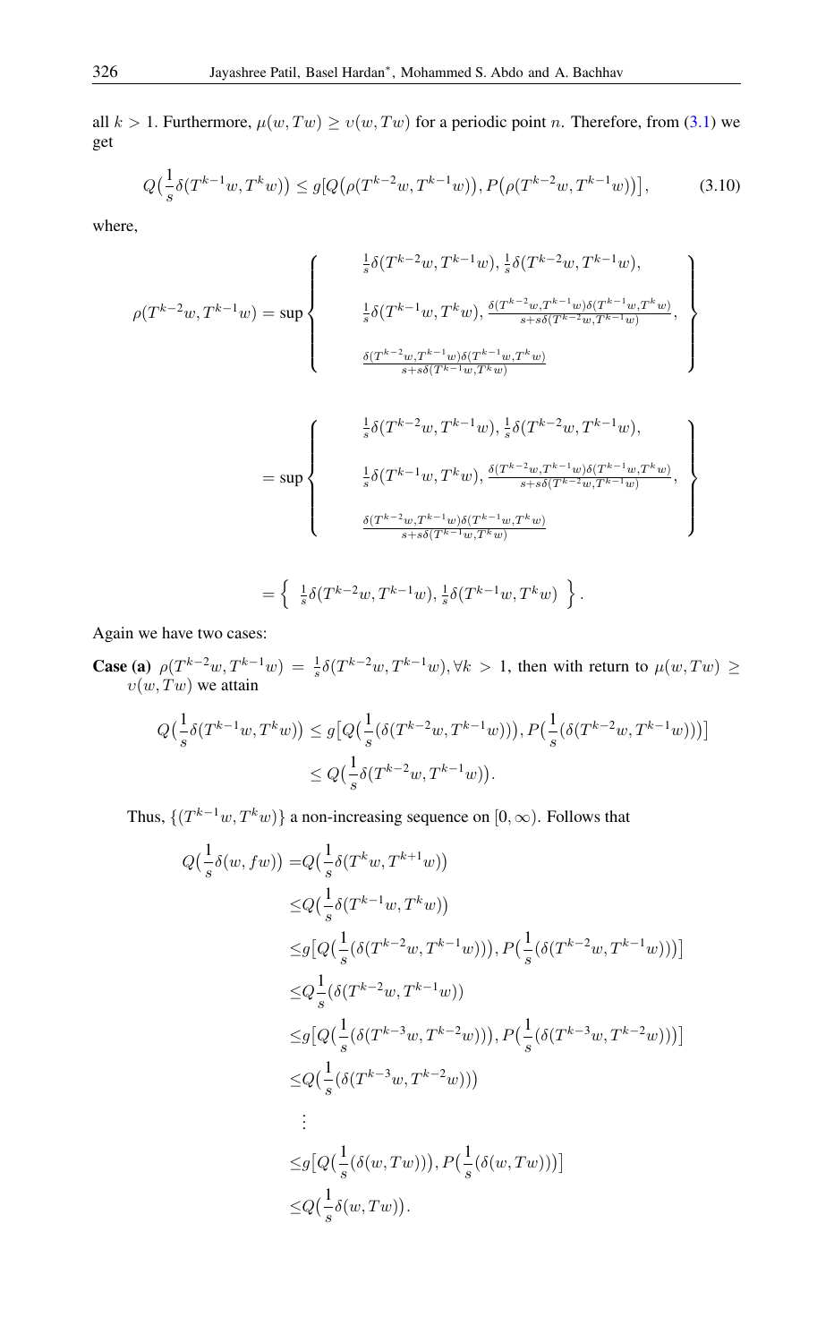all $k > 1$. Furthermore, $\mu(w, Tw) \geq v(w, Tw)$ for a periodic point $n$. Therefore, from (3.1) we get

$$Q\big(\frac{1}{s}\delta(T^{k-1}w, T^k w)\big) \leq g\big[Q\big(\rho(T^{k-2}w, T^{k-1}w)\big), P\big(\rho(T^{k-2}w, T^{k-1}w)\big)\big], \tag{3.10}$$

where,

$$\rho(T^{k-2}w, T^{k-1}w) = \sup\left\{\begin{array}{c} \frac{1}{s}\delta(T^{k-2}w, T^{k-1}w), \frac{1}{s}\delta(T^{k-2}w, T^{k-1}w), \\ \frac{1}{s}\delta(T^{k-1}w, T^k w), \frac{\delta(T^{k-2}w, T^{k-1}w)\delta(T^{k-1}w, T^k w)}{s+s\delta(T^{k-2}w, T^{k-1}w)}, \\ \frac{\delta(T^{k-2}w, T^{k-1}w)\delta(T^{k-1}w, T^k w)}{s+s\delta(T^{k-1}w, T^k w)} \end{array}\right\}$$

$$= \sup\left\{\begin{array}{c} \frac{1}{s}\delta(T^{k-2}w, T^{k-1}w), \frac{1}{s}\delta(T^{k-2}w, T^{k-1}w), \\ \frac{1}{s}\delta(T^{k-1}w, T^k w), \frac{\delta(T^{k-2}w, T^{k-1}w)\delta(T^{k-1}w, T^k w)}{s+s\delta(T^{k-2}w, T^{k-1}w)}, \\ \frac{\delta(T^{k-2}w, T^{k-1}w)\delta(T^{k-1}w, T^k w)}{s+s\delta(T^{k-1}w, T^k w)} \end{array}\right\}$$

$$= \left\{ \frac{1}{s}\delta(T^{k-2}w, T^{k-1}w), \frac{1}{s}\delta(T^{k-1}w, T^k w) \right\}.$$

Again we have two cases:

**Case (a)** $\rho(T^{k-2}w, T^{k-1}w) = \frac{1}{s}\delta(T^{k-2}w, T^{k-1}w), \forall k > 1$, then with return to $\mu(w, Tw) \geq v(w, Tw)$ we attain

$$\begin{aligned} Q\big(\frac{1}{s}\delta(T^{k-1}w, T^k w)\big) &\leq g\big[Q\big(\frac{1}{s}(\delta(T^{k-2}w, T^{k-1}w))\big), P\big(\frac{1}{s}(\delta(T^{k-2}w, T^{k-1}w))\big)\big] \\ &\leq Q\big(\frac{1}{s}\delta(T^{k-2}w, T^{k-1}w)\big). \end{aligned}$$

Thus, $\{(T^{k-1}w, T^k w)\}$ a non-increasing sequence on $[0, \infty)$. Follows that

$$\begin{aligned} Q\big(\frac{1}{s}\delta(w, fw)\big) =& Q\big(\frac{1}{s}\delta(T^k w, T^{k+1}w)\big) \\ \leq& Q\big(\frac{1}{s}\delta(T^{k-1}w, T^k w)\big) \\ \leq& g\big[Q\big(\frac{1}{s}(\delta(T^{k-2}w, T^{k-1}w))\big), P\big(\frac{1}{s}(\delta(T^{k-2}w, T^{k-1}w))\big)\big] \\ \leq& Q\frac{1}{s}(\delta(T^{k-2}w, T^{k-1}w)) \\ \leq& g\big[Q\big(\frac{1}{s}(\delta(T^{k-3}w, T^{k-2}w))\big), P\big(\frac{1}{s}(\delta(T^{k-3}w, T^{k-2}w))\big)\big] \\ \leq& Q\big(\frac{1}{s}(\delta(T^{k-3}w, T^{k-2}w))\big) \\ &\vdots \\ \leq& g\big[Q\big(\frac{1}{s}(\delta(w, Tw))\big), P\big(\frac{1}{s}(\delta(w, Tw))\big)\big] \\ \leq& Q\big(\frac{1}{s}\delta(w, Tw)\big). \end{aligned}$$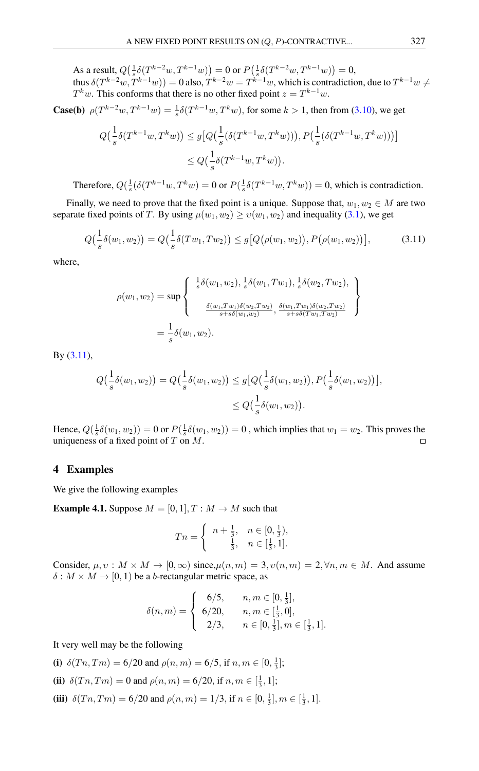As a result, $Q\big(\frac{1}{s}\delta(T^{k-2}w, T^{k-1}w)\big) = 0$ or $P\big(\frac{1}{s}\delta(T^{k-2}w, T^{k-1}w)\big) = 0$,
thus $\delta(T^{k-2}w, T^{k-1}w)) = 0$ also, $T^{k-2}w = T^{k-1}w$, which is contradiction, due to $T^{k-1}w \neq T^k w$. This conforms that there is no other fixed point $z = T^{k-1}w$.

**Case(b)** $\rho(T^{k-2}w, T^{k-1}w) = \frac{1}{s}\delta(T^{k-1}w, T^k w)$, for some $k > 1$, then from (3.10), we get

$$
\begin{aligned}
Q\big(\frac{1}{s}\delta(T^{k-1}w, T^k w)\big) &\leq g\big[Q\big(\frac{1}{s}(\delta(T^{k-1}w, T^k w))\big), P\big(\frac{1}{s}(\delta(T^{k-1}w, T^k w))\big)\big] \\
&\leq Q\big(\frac{1}{s}\delta(T^{k-1}w, T^k w)\big).
\end{aligned}
$$

Therefore, $Q(\frac{1}{s}(\delta(T^{k-1}w, T^k w) = 0$ or $P(\frac{1}{s}\delta(T^{k-1}w, T^k w)) = 0$, which is contradiction.

Finally, we need to prove that the fixed point is a unique. Suppose that, $w_1, w_2 \in M$ are two separate fixed points of $T$. By using $\mu(w_1, w_2) \geq \upsilon(w_1, w_2)$ and inequality (3.1), we get

$$
Q\big(\frac{1}{s}\delta(w_1, w_2)\big) = Q\big(\frac{1}{s}\delta(Tw_1, Tw_2)\big) \leq g\big[Q\big(\rho(w_1, w_2)\big), P\big(\rho(w_1, w_2)\big)\big], \tag{3.11}
$$

where,

$$
\begin{aligned}
\rho(w_1, w_2) &= \sup \left\{ \begin{array}{c} \frac{1}{s}\delta(w_1, w_2), \frac{1}{s}\delta(w_1, Tw_1), \frac{1}{s}\delta(w_2, Tw_2), \\ \\ \frac{\delta(w_1, Tw_1)\delta(w_2, Tw_2)}{s + s\delta(w_1, w_2)}, \frac{\delta(w_1, Tw_1)\delta(w_2, Tw_2)}{s + s\delta(Tw_1, Tw_2)} \end{array} \right\} \\
&= \frac{1}{s}\delta(w_1, w_2).
\end{aligned}
$$

By (3.11),

$$
\begin{aligned}
Q\big(\frac{1}{s}\delta(w_1, w_2)\big) = Q\big(\frac{1}{s}\delta(w_1, w_2)\big) &\leq g\big[Q\big(\frac{1}{s}\delta(w_1, w_2)\big), P\big(\frac{1}{s}\delta(w_1, w_2)\big)\big], \\
&\leq Q\big(\frac{1}{s}\delta(w_1, w_2)\big).
\end{aligned}
$$

Hence, $Q(\frac{1}{s}\delta(w_1, w_2)) = 0$ or $P(\frac{1}{s}\delta(w_1, w_2)) = 0$ , which implies that $w_1 = w_2$. This proves the uniqueness of a fixed point of $T$ on $M$. □

## 4 Examples

We give the following examples

**Example 4.1.** Suppose $M = [0, 1], T : M \to M$ such that

$$
Tn = \begin{cases} n + \frac{1}{3}, & n \in [0, \frac{1}{3}), \\ \frac{1}{3}, & n \in [\frac{1}{3}, 1]. \end{cases}
$$

Consider, $\mu, \upsilon : M \times M \to [0, \infty)$ since,$\mu(n, m) = 3, \upsilon(n, m) = 2, \forall n, m \in M$. And assume $\delta : M \times M \to [0, 1)$ be a $b$-rectangular metric space, as

$$
\delta(n, m) = \begin{cases} 6/5, & n, m \in [0, \frac{1}{3}], \\ 6/20, & n, m \in [\frac{1}{3}, 0], \\ 2/3, & n \in [0, \frac{1}{3}], m \in [\frac{1}{3}, 1]. \end{cases}
$$

It very well may be the following

**(i)** $\delta(Tn, Tm) = 6/20$ and $\rho(n, m) = 6/5$, if $n, m \in [0, \frac{1}{3}]$;

**(ii)** $\delta(Tn, Tm) = 0$ and $\rho(n, m) = 6/20$, if $n, m \in [\frac{1}{3}, 1]$;

**(iii)** $\delta(Tn, Tm) = 6/20$ and $\rho(n, m) = 1/3$, if $n \in [0, \frac{1}{3}], m \in [\frac{1}{3}, 1]$.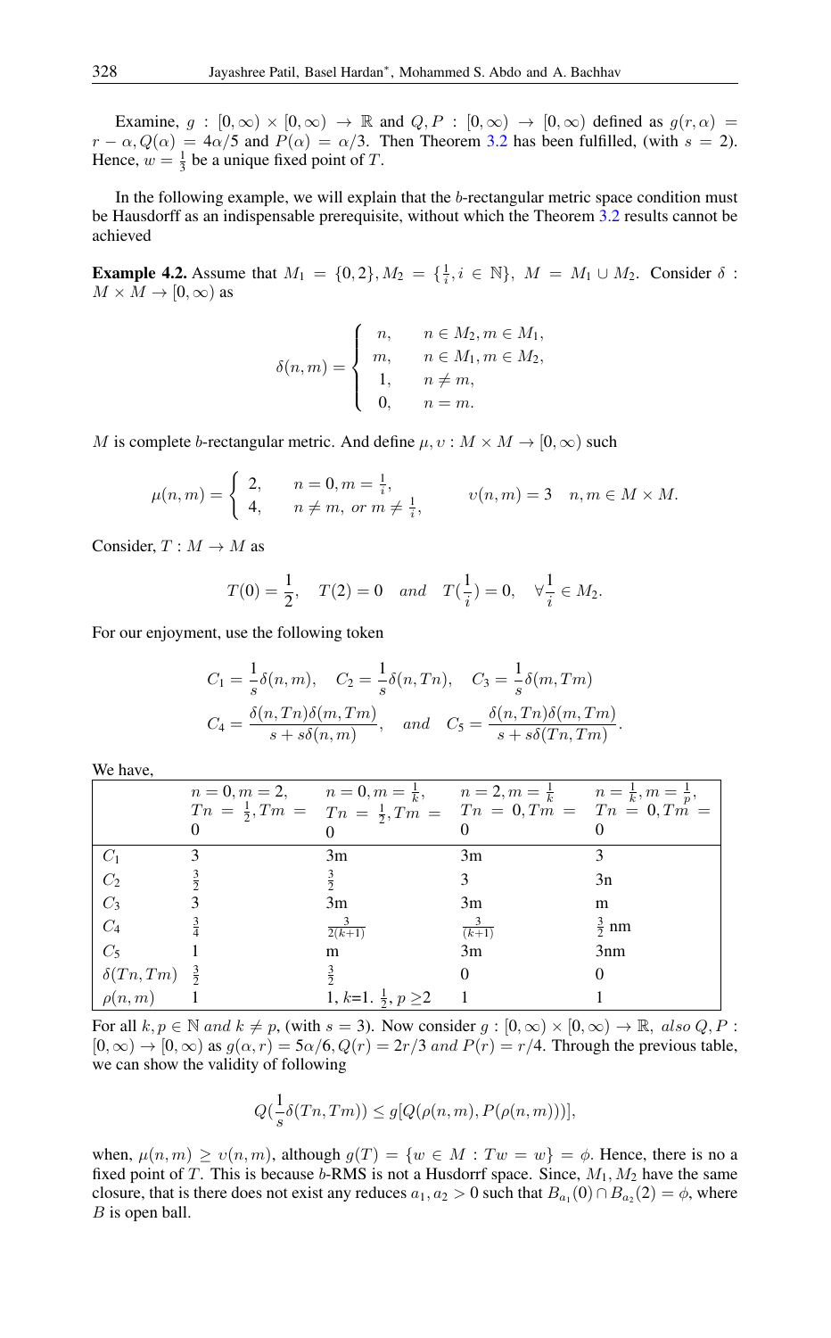Examine, $g : [0, \infty) \times [0, \infty) \to \mathbb{R}$ and $Q, P : [0, \infty) \to [0, \infty)$ defined as $g(r, \alpha) = r - \alpha, Q(\alpha) = 4\alpha/5$ and $P(\alpha) = \alpha/3$. Then Theorem 3.2 has been fulfilled, (with $s = 2$). Hence, $w = \frac{1}{3}$ be a unique fixed point of $T$.

In the following example, we will explain that the $b$-rectangular metric space condition must be Hausdorff as an indispensable prerequisite, without which the Theorem 3.2 results cannot be achieved

**Example 4.2.** Assume that $M_1 = \{0, 2\}, M_2 = \{\frac{1}{i}, i \in \mathbb{N}\},\ M = M_1 \cup M_2$. Consider $\delta : M \times M \to [0, \infty)$ as

$$\delta(n, m) = \begin{cases} n, & n \in M_2, m \in M_1, \\ m, & n \in M_1, m \in M_2, \\ 1, & n \neq m, \\ 0, & n = m. \end{cases}$$

$M$ is complete $b$-rectangular metric. And define $\mu, \upsilon : M \times M \to [0, \infty)$ such

$$\mu(n, m) = \begin{cases} 2, & n = 0, m = \frac{1}{i}, \\ 4, & n \neq m, \text{ or } m \neq \frac{1}{i}, \end{cases} \qquad \upsilon(n, m) = 3 \quad n, m \in M \times M.$$

Consider, $T : M \to M$ as

$$T(0) = \frac{1}{2}, \quad T(2) = 0 \quad and \quad T(\frac{1}{i}) = 0, \quad \forall \frac{1}{i} \in M_2.$$

For our enjoyment, use the following token

$$C_1 = \frac{1}{s}\delta(n, m), \quad C_2 = \frac{1}{s}\delta(n, Tn), \quad C_3 = \frac{1}{s}\delta(m, Tm)$$
$$C_4 = \frac{\delta(n, Tn)\delta(m, Tm)}{s + s\delta(n, m)}, \quad and \quad C_5 = \frac{\delta(n, Tn)\delta(m, Tm)}{s + s\delta(Tn, Tm)}.$$

We have,

| | $n = 0, m = 2,$ $Tn = \frac{1}{2}, Tm = 0$ | $n = 0, m = \frac{1}{k},$ $Tn = \frac{1}{2}, Tm = 0$ | $n = 2, m = \frac{1}{k}$ $Tn = 0, Tm = 0$ | $n = \frac{1}{k}, m = \frac{1}{p},$ $Tn = 0, Tm = 0$ |
|---|---|---|---|---|
| $C_1$ | 3 | 3m | 3m | 3 |
| $C_2$ | $\frac{3}{2}$ | $\frac{3}{2}$ | 3 | 3n |
| $C_3$ | 3 | 3m | 3m | m |
| $C_4$ | $\frac{3}{4}$ | $\frac{3}{2(k+1)}$ | $\frac{3}{(k+1)}$ | $\frac{3}{2}$ nm |
| $C_5$ | 1 | m | 3m | 3nm |
| $\delta(Tn, Tm)$ | $\frac{3}{2}$ | $\frac{3}{2}$ | 0 | 0 |
| $\rho(n, m)$ | 1 | 1, k=1. $\frac{1}{2}$, $p \geq 2$ | 1 | 1 |

For all $k, p \in \mathbb{N}$ *and* $k \neq p$, (with $s = 3$). Now consider $g : [0, \infty) \times [0, \infty) \to \mathbb{R},$ *also* $Q, P : [0, \infty) \to [0, \infty)$ as $g(\alpha, r) = 5\alpha/6, Q(r) = 2r/3$ *and* $P(r) = r/4$. Through the previous table, we can show the validity of following

$$Q(\frac{1}{s}\delta(Tn, Tm)) \leq g[Q(\rho(n, m), P(\rho(n, m)))],$$

when, $\mu(n, m) \geq \upsilon(n, m)$, although $g(T) = \{w \in M : Tw = w\} = \phi$. Hence, there is no a fixed point of $T$. This is because $b$-RMS is not a Husdorrf space. Since, $M_1, M_2$ have the same closure, that is there does not exist any reduces $a_1, a_2 > 0$ such that $B_{a_1}(0) \cap B_{a_2}(2) = \phi$, where $B$ is open ball.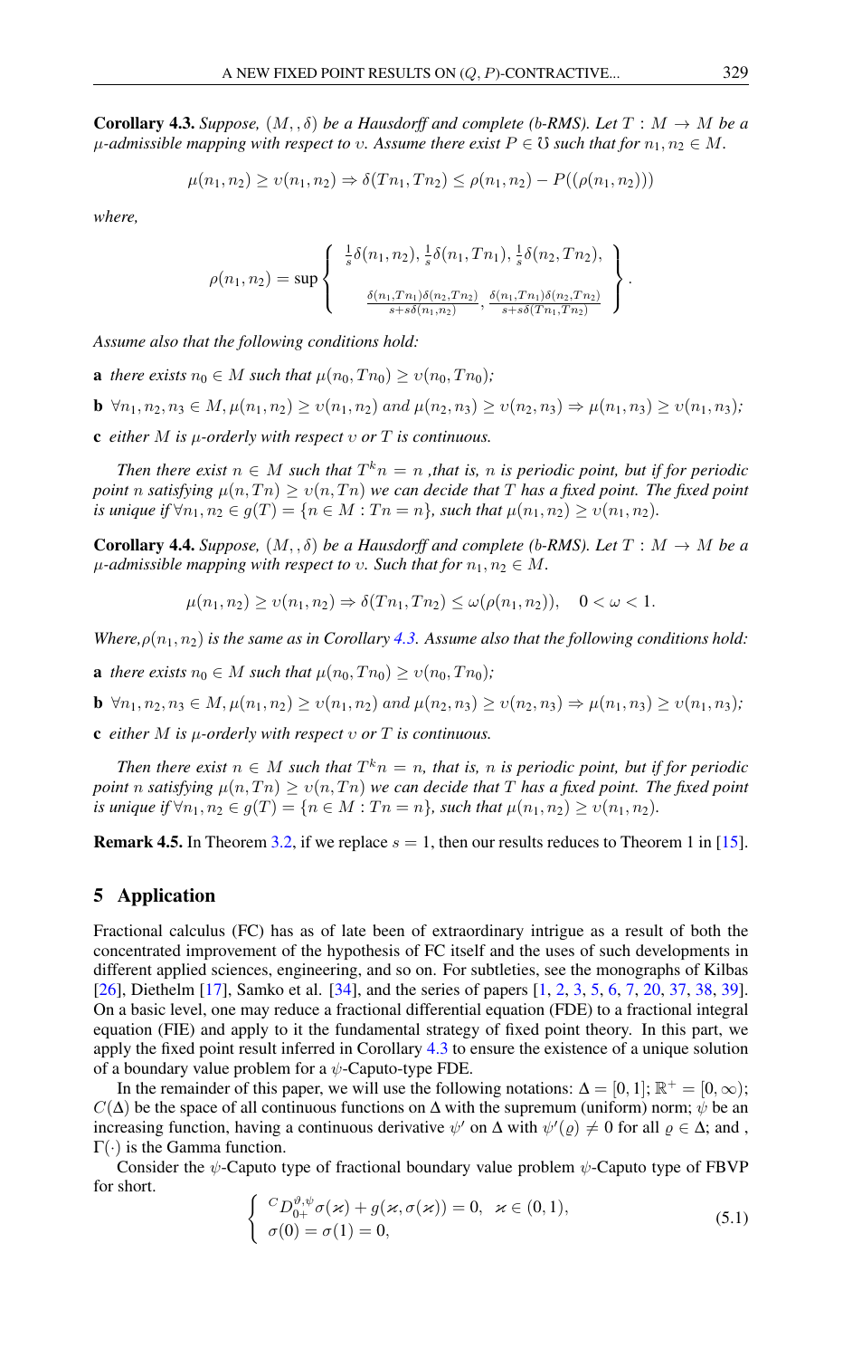**Corollary 4.3.** *Suppose, $(M, , \delta)$ be a Hausdorff and complete (b-RMS). Let $T : M \to M$ be a $\mu$-admissible mapping with respect to $\upsilon$. Assume there exist $P \in \mho$ such that for $n_1, n_2 \in M$.*

$$\mu(n_1, n_2) \geq \upsilon(n_1, n_2) \Rightarrow \delta(Tn_1, Tn_2) \leq \rho(n_1, n_2) - P((\rho(n_1, n_2)))$$

*where,*

$$\rho(n_1, n_2) = \sup \left\{ \begin{array}{c} \frac{1}{s}\delta(n_1, n_2), \frac{1}{s}\delta(n_1, Tn_1), \frac{1}{s}\delta(n_2, Tn_2), \\ \\ \frac{\delta(n_1, Tn_1)\delta(n_2, Tn_2)}{s + s\delta(n_1, n_2)}, \frac{\delta(n_1, Tn_1)\delta(n_2, Tn_2)}{s + s\delta(Tn_1, Tn_2)} \end{array} \right\}.$$

*Assume also that the following conditions hold:*

**a** *there exists $n_0 \in M$ such that $\mu(n_0, Tn_0) \geq \upsilon(n_0, Tn_0)$;*

**b** *$\forall n_1, n_2, n_3 \in M, \mu(n_1, n_2) \geq \upsilon(n_1, n_2)$ and $\mu(n_2, n_3) \geq \upsilon(n_2, n_3) \Rightarrow \mu(n_1, n_3) \geq \upsilon(n_1, n_3)$;*

**c** *either $M$ is $\mu$-orderly with respect $\upsilon$ or $T$ is continuous.*

*Then there exist $n \in M$ such that $T^k n = n$ ,that is, $n$ is periodic point, but if for periodic point $n$ satisfying $\mu(n, Tn) \geq \upsilon(n, Tn)$ we can decide that $T$ has a fixed point. The fixed point is unique if $\forall n_1, n_2 \in g(T) = \{n \in M : Tn = n\}$, such that $\mu(n_1, n_2) \geq \upsilon(n_1, n_2)$.*

**Corollary 4.4.** *Suppose, $(M, , \delta)$ be a Hausdorff and complete (b-RMS). Let $T : M \to M$ be a $\mu$-admissible mapping with respect to $\upsilon$. Such that for $n_1, n_2 \in M$.*

$$\mu(n_1, n_2) \geq \upsilon(n_1, n_2) \Rightarrow \delta(Tn_1, Tn_2) \leq \omega(\rho(n_1, n_2)), \quad 0 < \omega < 1.$$

*Where,$\rho(n_1, n_2)$ is the same as in Corollary 4.3. Assume also that the following conditions hold:*

**a** *there exists $n_0 \in M$ such that $\mu(n_0, Tn_0) \geq \upsilon(n_0, Tn_0)$;*

**b** *$\forall n_1, n_2, n_3 \in M, \mu(n_1, n_2) \geq \upsilon(n_1, n_2)$ and $\mu(n_2, n_3) \geq \upsilon(n_2, n_3) \Rightarrow \mu(n_1, n_3) \geq \upsilon(n_1, n_3)$;*

**c** *either $M$ is $\mu$-orderly with respect $\upsilon$ or $T$ is continuous.*

*Then there exist $n \in M$ such that $T^k n = n$, that is, $n$ is periodic point, but if for periodic point $n$ satisfying $\mu(n, Tn) \geq \upsilon(n, Tn)$ we can decide that $T$ has a fixed point. The fixed point is unique if $\forall n_1, n_2 \in g(T) = \{n \in M : Tn = n\}$, such that $\mu(n_1, n_2) \geq \upsilon(n_1, n_2)$.*

**Remark 4.5.** In Theorem 3.2, if we replace $s = 1$, then our results reduces to Theorem 1 in [15].

## 5 Application

Fractional calculus (FC) has as of late been of extraordinary intrigue as a result of both the concentrated improvement of the hypothesis of FC itself and the uses of such developments in different applied sciences, engineering, and so on. For subtleties, see the monographs of Kilbas [26], Diethelm [17], Samko et al. [34], and the series of papers [1, 2, 3, 5, 6, 7, 20, 37, 38, 39]. On a basic level, one may reduce a fractional differential equation (FDE) to a fractional integral equation (FIE) and apply to it the fundamental strategy of fixed point theory. In this part, we apply the fixed point result inferred in Corollary 4.3 to ensure the existence of a unique solution of a boundary value problem for a $\psi$-Caputo-type FDE.

In the remainder of this paper, we will use the following notations: $\Delta = [0, 1]$; $\mathbb{R}^+ = [0, \infty)$; $C(\Delta)$ be the space of all continuous functions on $\Delta$ with the supremum (uniform) norm; $\psi$ be an increasing function, having a continuous derivative $\psi'$ on $\Delta$ with $\psi'(\varrho) \neq 0$ for all $\varrho \in \Delta$; and , $\Gamma(\cdot)$ is the Gamma function.

Consider the $\psi$-Caputo type of fractional boundary value problem $\psi$-Caputo type of FBVP for short.

$$\begin{cases} {}^C D_{0^+}^{\vartheta, \psi} \sigma(\varkappa) + g(\varkappa, \sigma(\varkappa)) = 0, \quad \varkappa \in (0, 1), \\ \sigma(0) = \sigma(1) = 0, \end{cases} \tag{5.1}$$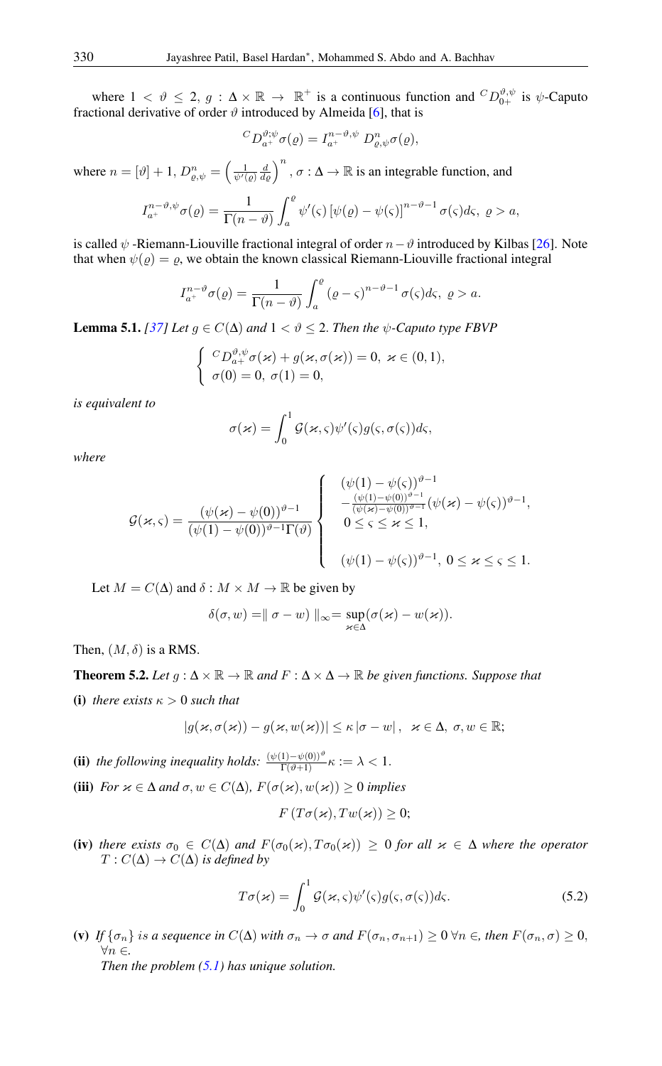where $1 < \vartheta \leq 2$, $g : \Delta \times \mathbb{R} \to \mathbb{R}^+$ is a continuous function and ${}^{C}D_{0+}^{\vartheta,\psi}$ is $\psi$-Caputo fractional derivative of order $\vartheta$ introduced by Almeida [6], that is

$$^{C}D_{a^+}^{\vartheta;\psi}\sigma(\varrho) = I_{a^+}^{n-\vartheta,\psi} D_{\varrho,\psi}^{n}\sigma(\varrho),$$

where $n = [\vartheta] + 1$, $D_{\varrho,\psi}^{n} = \left(\frac{1}{\psi'(\varrho)}\frac{d}{d\varrho}\right)^{n}$, $\sigma : \Delta \to \mathbb{R}$ is an integrable function, and

$$I_{a^+}^{n-\vartheta,\psi}\sigma(\varrho) = \frac{1}{\Gamma(n-\vartheta)}\int_a^{\varrho} \psi'(\varsigma)\left[\psi(\varrho) - \psi(\varsigma)\right]^{n-\vartheta-1}\sigma(\varsigma)d\varsigma, \ \varrho > a,$$

is called $\psi$ -Riemann-Liouville fractional integral of order $n - \vartheta$ introduced by Kilbas [26]. Note that when $\psi(\varrho) = \varrho$, we obtain the known classical Riemann-Liouville fractional integral

$$I_{a^+}^{n-\vartheta}\sigma(\varrho) = \frac{1}{\Gamma(n-\vartheta)}\int_a^{\varrho} (\varrho - \varsigma)^{n-\vartheta-1}\sigma(\varsigma)d\varsigma, \ \varrho > a.$$

**Lemma 5.1.** *[37] Let $g \in C(\Delta)$ and $1 < \vartheta \leq 2$. Then the $\psi$-Caputo type FBVP*

$$\begin{cases} {}^{C}D_{a+}^{\vartheta,\psi}\sigma(\varkappa) + g(\varkappa, \sigma(\varkappa)) = 0, \ \varkappa \in (0,1), \\ \sigma(0) = 0, \ \sigma(1) = 0, \end{cases}$$

*is equivalent to*

$$\sigma(\varkappa) = \int_0^1 \mathcal{G}(\varkappa,\varsigma)\psi'(\varsigma)g(\varsigma,\sigma(\varsigma))d\varsigma,$$

*where*

$$\mathcal{G}(\varkappa,\varsigma) = \frac{(\psi(\varkappa) - \psi(0))^{\vartheta-1}}{(\psi(1) - \psi(0))^{\vartheta-1}\Gamma(\vartheta)} \begin{cases} (\psi(1) - \psi(\varsigma))^{\vartheta-1} \\ -\frac{(\psi(1)-\psi(0))^{\vartheta-1}}{(\psi(\varkappa)-\psi(0))^{\vartheta-1}}(\psi(\varkappa) - \psi(\varsigma))^{\vartheta-1}, \\ 0 \leq \varsigma \leq \varkappa \leq 1, \\ \\ (\psi(1) - \psi(\varsigma))^{\vartheta-1}, \ 0 \leq \varkappa \leq \varsigma \leq 1. \end{cases}$$

Let $M = C(\Delta)$ and $\delta : M \times M \to \mathbb{R}$ be given by

$$\delta(\sigma, w) = \parallel \sigma - w) \parallel_{\infty} = \sup_{\varkappa\in\Delta}(\sigma(\varkappa) - w(\varkappa)).$$

Then, $(M, \delta)$ is a RMS.

**Theorem 5.2.** *Let $g : \Delta \times \mathbb{R} \to \mathbb{R}$ and $F : \Delta \times \Delta \to \mathbb{R}$ be given functions. Suppose that*

**(i)** *there exists $\kappa > 0$ such that*

$$|g(\varkappa, \sigma(\varkappa)) - g(\varkappa, w(\varkappa))| \leq \kappa\,|\sigma - w|\,, \ \ \varkappa \in \Delta, \ \sigma, w \in \mathbb{R};$$

**(ii)** *the following inequality holds: $\frac{(\psi(1)-\psi(0))^{\vartheta}}{\Gamma(\vartheta+1)}\kappa := \lambda < 1$.*

**(iii)** *For $\varkappa \in \Delta$ and $\sigma, w \in C(\Delta)$, $F(\sigma(\varkappa), w(\varkappa)) \geq 0$ implies*

$$F\left(T\sigma(\varkappa), Tw(\varkappa)\right) \geq 0;$$

**(iv)** *there exists $\sigma_0 \in C(\Delta)$ and $F(\sigma_0(\varkappa), T\sigma_0(\varkappa)) \geq 0$ for all $\varkappa \in \Delta$ where the operator $T : C(\Delta) \to C(\Delta)$ is defined by*

$$T\sigma(\varkappa) = \int_0^1 \mathcal{G}(\varkappa,\varsigma)\psi'(\varsigma)g(\varsigma,\sigma(\varsigma))d\varsigma. \tag{5.2}$$

**(v)** *If $\{\sigma_n\}$ is a sequence in $C(\Delta)$ with $\sigma_n \to \sigma$ and $F(\sigma_n, \sigma_{n+1}) \geq 0 \ \forall n \in$, then $F(\sigma_n, \sigma) \geq 0$, $\forall n \in$.*

*Then the problem (5.1) has unique solution.*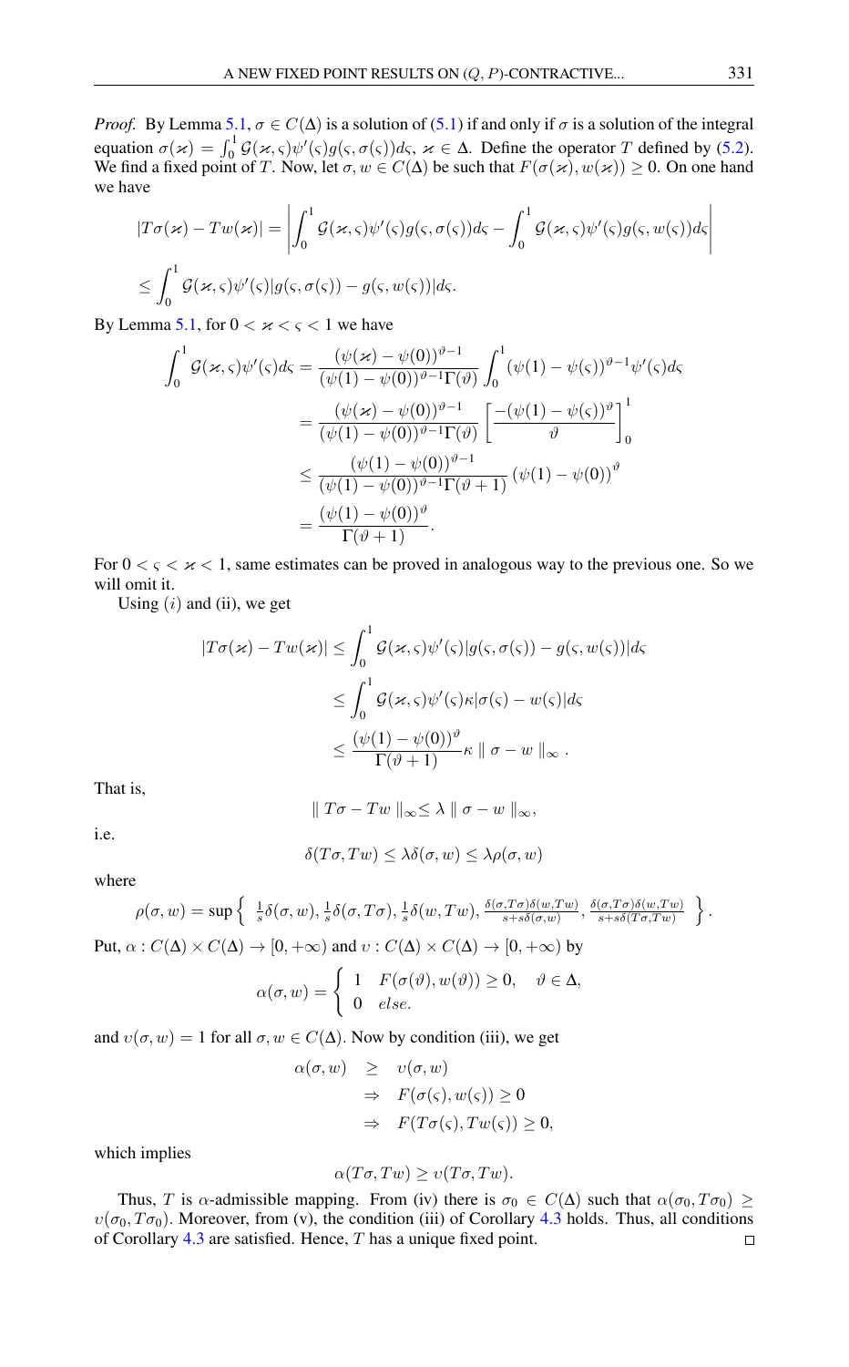*Proof.* By Lemma 5.1, $\sigma \in C(\Delta)$ is a solution of (5.1) if and only if $\sigma$ is a solution of the integral equation $\sigma(\varkappa) = \int_0^1 \mathcal{G}(\varkappa,\varsigma)\psi'(\varsigma)g(\varsigma,\sigma(\varsigma))d\varsigma$, $\varkappa \in \Delta$. Define the operator $T$ defined by (5.2). We find a fixed point of $T$. Now, let $\sigma, w \in C(\Delta)$ be such that $F(\sigma(\varkappa), w(\varkappa)) \geq 0$. On one hand we have

$$|T\sigma(\varkappa) - Tw(\varkappa)| = \left| \int_0^1 \mathcal{G}(\varkappa,\varsigma)\psi'(\varsigma)g(\varsigma,\sigma(\varsigma))d\varsigma - \int_0^1 \mathcal{G}(\varkappa,\varsigma)\psi'(\varsigma)g(\varsigma,w(\varsigma))d\varsigma \right|$$

$$\leq \int_0^1 \mathcal{G}(\varkappa,\varsigma)\psi'(\varsigma)|g(\varsigma,\sigma(\varsigma)) - g(\varsigma,w(\varsigma))|d\varsigma.$$

By Lemma 5.1, for $0 < \varkappa < \varsigma < 1$ we have

$$\begin{aligned}
\int_0^1 \mathcal{G}(\varkappa,\varsigma)\psi'(\varsigma)d\varsigma &= \frac{(\psi(\varkappa) - \psi(0))^{\vartheta-1}}{(\psi(1) - \psi(0))^{\vartheta-1}\Gamma(\vartheta)} \int_0^1 (\psi(1) - \psi(\varsigma))^{\vartheta-1}\psi'(\varsigma)d\varsigma \\
&= \frac{(\psi(\varkappa) - \psi(0))^{\vartheta-1}}{(\psi(1) - \psi(0))^{\vartheta-1}\Gamma(\vartheta)} \left[ \frac{-(\psi(1) - \psi(\varsigma))^{\vartheta}}{\vartheta} \right]_0^1 \\
&\leq \frac{(\psi(1) - \psi(0))^{\vartheta-1}}{(\psi(1) - \psi(0))^{\vartheta-1}\Gamma(\vartheta+1)} (\psi(1) - \psi(0))^{\vartheta} \\
&= \frac{(\psi(1) - \psi(0))^{\vartheta}}{\Gamma(\vartheta+1)}.
\end{aligned}$$

For $0 < \varsigma < \varkappa < 1$, same estimates can be proved in analogous way to the previous one. So we will omit it.

Using $(i)$ and (ii), we get

$$\begin{aligned}
|T\sigma(\varkappa) - Tw(\varkappa)| &\leq \int_0^1 \mathcal{G}(\varkappa,\varsigma)\psi'(\varsigma)|g(\varsigma,\sigma(\varsigma)) - g(\varsigma,w(\varsigma))|d\varsigma \\
&\leq \int_0^1 \mathcal{G}(\varkappa,\varsigma)\psi'(\varsigma)\kappa|\sigma(\varsigma) - w(\varsigma)|d\varsigma \\
&\leq \frac{(\psi(1) - \psi(0))^{\vartheta}}{\Gamma(\vartheta+1)}\kappa \parallel \sigma - w \parallel_\infty .
\end{aligned}$$

That is,

$$\parallel T\sigma - Tw \parallel_\infty \leq \lambda \parallel \sigma - w \parallel_\infty,$$

i.e.

$$\delta(T\sigma, Tw) \leq \lambda\delta(\sigma, w) \leq \lambda\rho(\sigma, w)$$

where

$$\rho(\sigma, w) = \sup\left\{ \tfrac{1}{s}\delta(\sigma, w), \tfrac{1}{s}\delta(\sigma, T\sigma), \tfrac{1}{s}\delta(w, Tw), \tfrac{\delta(\sigma,T\sigma)\delta(w,Tw)}{s+s\delta(\sigma,w)}, \tfrac{\delta(\sigma,T\sigma)\delta(w,Tw)}{s+s\delta(T\sigma,Tw)} \right\}.$$

Put, $\alpha : C(\Delta) \times C(\Delta) \to [0, +\infty)$ and $\upsilon : C(\Delta) \times C(\Delta) \to [0, +\infty)$ by

$$\alpha(\sigma, w) = \begin{cases} 1 & F(\sigma(\vartheta), w(\vartheta)) \geq 0, \quad \vartheta \in \Delta, \\ 0 & else. \end{cases}$$

and $\upsilon(\sigma, w) = 1$ for all $\sigma, w \in C(\Delta)$. Now by condition (iii), we get

$$\begin{aligned}
\alpha(\sigma, w) &\geq \upsilon(\sigma, w) \\
&\Rightarrow F(\sigma(\varsigma), w(\varsigma)) \geq 0 \\
&\Rightarrow F(T\sigma(\varsigma), Tw(\varsigma)) \geq 0,
\end{aligned}$$

which implies

$$\alpha(T\sigma, Tw) \geq \upsilon(T\sigma, Tw).$$

Thus, $T$ is $\alpha$-admissible mapping. From (iv) there is $\sigma_0 \in C(\Delta)$ such that $\alpha(\sigma_0, T\sigma_0) \geq \upsilon(\sigma_0, T\sigma_0)$. Moreover, from (v), the condition (iii) of Corollary 4.3 holds. Thus, all conditions of Corollary 4.3 are satisfied. Hence, $T$ has a unique fixed point. □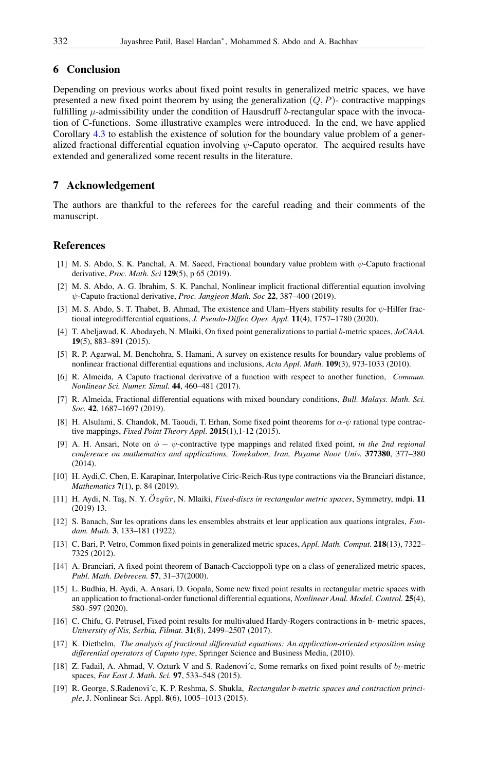## 6 Conclusion

Depending on previous works about fixed point results in generalized metric spaces, we have presented a new fixed point theorem by using the generalization $(Q, P)$- contractive mappings fulfilling $\mu$-admissibility under the condition of Hausdruff $b$-rectangular space with the invocation of C-functions. Some illustrative examples were introduced. In the end, we have applied Corollary 4.3 to establish the existence of solution for the boundary value problem of a generalized fractional differential equation involving $\psi$-Caputo operator. The acquired results have extended and generalized some recent results in the literature.

## 7 Acknowledgement

The authors are thankful to the referees for the careful reading and their comments of the manuscript.

## References

[1] M. S. Abdo, S. K. Panchal, A. M. Saeed, Fractional boundary value problem with $\psi$-Caputo fractional derivative, *Proc. Math. Sci* **129**(5), p 65 (2019).

[2] M. S. Abdo, A. G. Ibrahim, S. K. Panchal, Nonlinear implicit fractional differential equation involving $\psi$-Caputo fractional derivative, *Proc. Jangjeon Math. Soc* **22**, 387–400 (2019).

[3] M. S. Abdo, S. T. Thabet, B. Ahmad, The existence and Ulam–Hyers stability results for $\psi$-Hilfer fractional integrodifferential equations, *J. Pseudo-Differ. Oper. Appl.* **11**(4), 1757–1780 (2020).

[4] T. Abeljawad, K. Abodayeh, N. Mlaiki, On fixed point generalizations to partial $b$-metric spaces, *JoCAAA.* **19**(5), 883–891 (2015).

[5] R. P. Agarwal, M. Benchohra, S. Hamani, A survey on existence results for boundary value problems of nonlinear fractional differential equations and inclusions, *Acta Appl. Math.* **109**(3), 973-1033 (2010).

[6] R. Almeida, A Caputo fractional derivative of a function with respect to another function, *Commun. Nonlinear Sci. Numer. Simul.* **44**, 460–481 (2017).

[7] R. Almeida, Fractional differential equations with mixed boundary conditions, *Bull. Malays. Math. Sci. Soc.* **42**, 1687–1697 (2019).

[8] H. Alsulami, S. Chandok, M. Taoudi, T. Erhan, Some fixed point theorems for $\alpha$-$\psi$ rational type contractive mappings, *Fixed Point Theory Appl.* **2015**(1),1-12 (2015).

[9] A. H. Ansari, Note on $\phi - \psi$-contractive type mappings and related fixed point, *in the 2nd regional conference on mathematics and applications, Tonekabon, Iran, Payame Noor Univ.* **377380**, 377–380 (2014).

[10] H. Aydi,C. Chen, E. Karapinar, Interpolative Ciric-Reich-Rus type contractions via the Branciari distance, *Mathematics* **7**(1), p. 84 (2019).

[11] H. Aydi, N. Taş, N. Y. $\ddot{O}zg\ddot{u}r$, N. Mlaiki, *Fixed-discs in rectangular metric spaces*, Symmetry, mdpi. **11** (2019) 13.

[12] S. Banach, Sur les oprations dans les ensembles abstraits et leur application aux quations intgrales, *Fundam. Math.* **3**, 133–181 (1922).

[13] C. Bari, P. Vetro, Common fixed points in generalized metric spaces, *Appl. Math. Comput.* **218**(13), 7322–7325 (2012).

[14] A. Branciari, A fixed point theorem of Banach-Caccioppoli type on a class of generalized metric spaces, *Publ. Math. Debrecen.* **57**, 31–37(2000).

[15] L. Budhia, H. Aydi, A. Ansari, D. Gopala, Some new fixed point results in rectangular metric spaces with an application to fractional-order functional differential equations, *Nonlinear Anal. Model. Control.* **25**(4), 580–597 (2020).

[16] C. Chifu, G. Petrusel, Fixed point results for multivalued Hardy-Rogers contractions in b- metric spaces, *University of Nis, Serbia, Filmat.* **31**(8), 2499–2507 (2017).

[17] K. Diethelm, *The analysis of fractional differential equations: An application-oriented exposition using differential operators of Caputo type*, Springer Science and Business Media, (2010).

[18] Z. Fadail, A. Ahmad, V. Ozturk V and S. Radenovi´c, Some remarks on fixed point results of $b_2$-metric spaces, *Far East J. Math. Sci.* **97**, 533–548 (2015).

[19] R. George, S.Radenovi´c, K. P. Reshma, S. Shukla, *Rectangular b-metric spaces and contraction principle*, J. Nonlinear Sci. Appl. **8**(6), 1005–1013 (2015).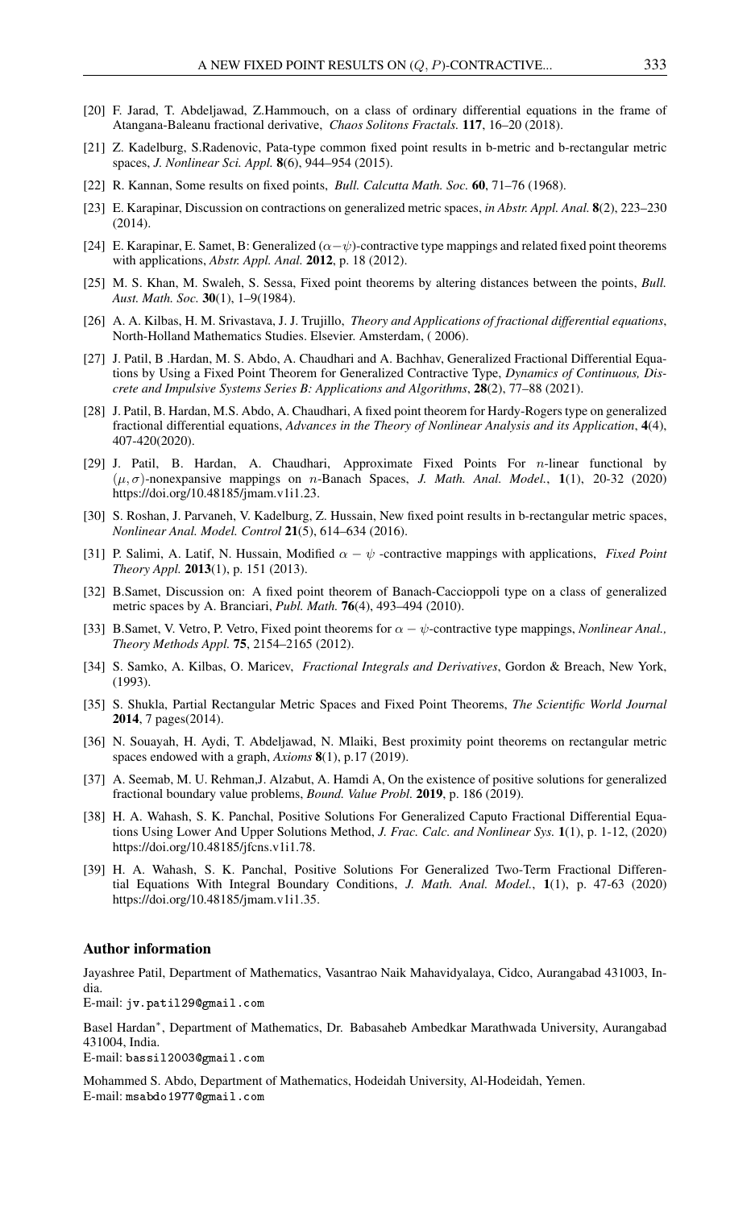[20] F. Jarad, T. Abdeljawad, Z.Hammouch, on a class of ordinary differential equations in the frame of Atangana-Baleanu fractional derivative, *Chaos Solitons Fractals.* **117**, 16–20 (2018).

[21] Z. Kadelburg, S.Radenovic, Pata-type common fixed point results in b-metric and b-rectangular metric spaces, *J. Nonlinear Sci. Appl.* **8**(6), 944–954 (2015).

[22] R. Kannan, Some results on fixed points, *Bull. Calcutta Math. Soc.* **60**, 71–76 (1968).

[23] E. Karapinar, Discussion on contractions on generalized metric spaces, *in Abstr. Appl. Anal.* **8**(2), 223–230 (2014).

[24] E. Karapinar, E. Samet, B: Generalized $(\alpha-\psi)$-contractive type mappings and related fixed point theorems with applications, *Abstr. Appl. Anal.* **2012**, p. 18 (2012).

[25] M. S. Khan, M. Swaleh, S. Sessa, Fixed point theorems by altering distances between the points, *Bull. Aust. Math. Soc.* **30**(1), 1–9(1984).

[26] A. A. Kilbas, H. M. Srivastava, J. J. Trujillo, *Theory and Applications of fractional differential equations*, North-Holland Mathematics Studies. Elsevier. Amsterdam, ( 2006).

[27] J. Patil, B .Hardan, M. S. Abdo, A. Chaudhari and A. Bachhav, Generalized Fractional Differential Equations by Using a Fixed Point Theorem for Generalized Contractive Type, *Dynamics of Continuous, Discrete and Impulsive Systems Series B: Applications and Algorithms*, **28**(2), 77–88 (2021).

[28] J. Patil, B. Hardan, M.S. Abdo, A. Chaudhari, A fixed point theorem for Hardy-Rogers type on generalized fractional differential equations, *Advances in the Theory of Nonlinear Analysis and its Application*, **4**(4), 407-420(2020).

[29] J. Patil, B. Hardan, A. Chaudhari, Approximate Fixed Points For $n$-linear functional by $(\mu, \sigma)$-nonexpansive mappings on $n$-Banach Spaces, *J. Math. Anal. Model.*, **1**(1), 20-32 (2020) https://doi.org/10.48185/jmam.v1i1.23.

[30] S. Roshan, J. Parvaneh, V. Kadelburg, Z. Hussain, New fixed point results in b-rectangular metric spaces, *Nonlinear Anal. Model. Control* **21**(5), 614–634 (2016).

[31] P. Salimi, A. Latif, N. Hussain, Modified $\alpha - \psi$ -contractive mappings with applications, *Fixed Point Theory Appl.* **2013**(1), p. 151 (2013).

[32] B.Samet, Discussion on: A fixed point theorem of Banach-Caccioppoli type on a class of generalized metric spaces by A. Branciari, *Publ. Math.* **76**(4), 493–494 (2010).

[33] B.Samet, V. Vetro, P. Vetro, Fixed point theorems for $\alpha - \psi$-contractive type mappings, *Nonlinear Anal., Theory Methods Appl.* **75**, 2154–2165 (2012).

[34] S. Samko, A. Kilbas, O. Maricev, *Fractional Integrals and Derivatives*, Gordon & Breach, New York, (1993).

[35] S. Shukla, Partial Rectangular Metric Spaces and Fixed Point Theorems, *The Scientific World Journal* **2014**, 7 pages(2014).

[36] N. Souayah, H. Aydi, T. Abdeljawad, N. Mlaiki, Best proximity point theorems on rectangular metric spaces endowed with a graph, *Axioms* **8**(1), p.17 (2019).

[37] A. Seemab, M. U. Rehman,J. Alzabut, A. Hamdi A, On the existence of positive solutions for generalized fractional boundary value problems, *Bound. Value Probl.* **2019**, p. 186 (2019).

[38] H. A. Wahash, S. K. Panchal, Positive Solutions For Generalized Caputo Fractional Differential Equations Using Lower And Upper Solutions Method, *J. Frac. Calc. and Nonlinear Sys.* **1**(1), p. 1-12, (2020) https://doi.org/10.48185/jfcns.v1i1.78.

[39] H. A. Wahash, S. K. Panchal, Positive Solutions For Generalized Two-Term Fractional Differential Equations With Integral Boundary Conditions, *J. Math. Anal. Model.*, **1**(1), p. 47-63 (2020) https://doi.org/10.48185/jmam.v1i1.35.

## Author information

Jayashree Patil, Department of Mathematics, Vasantrao Naik Mahavidyalaya, Cidco, Aurangabad 431003, India.
E-mail: `jv.patil29@gmail.com`

Basel Hardan*, Department of Mathematics, Dr. Babasaheb Ambedkar Marathwada University, Aurangabad 431004, India.
E-mail: `bassil2003@gmail.com`

Mohammed S. Abdo, Department of Mathematics, Hodeidah University, Al-Hodeidah, Yemen.
E-mail: `msabdo1977@gmail.com`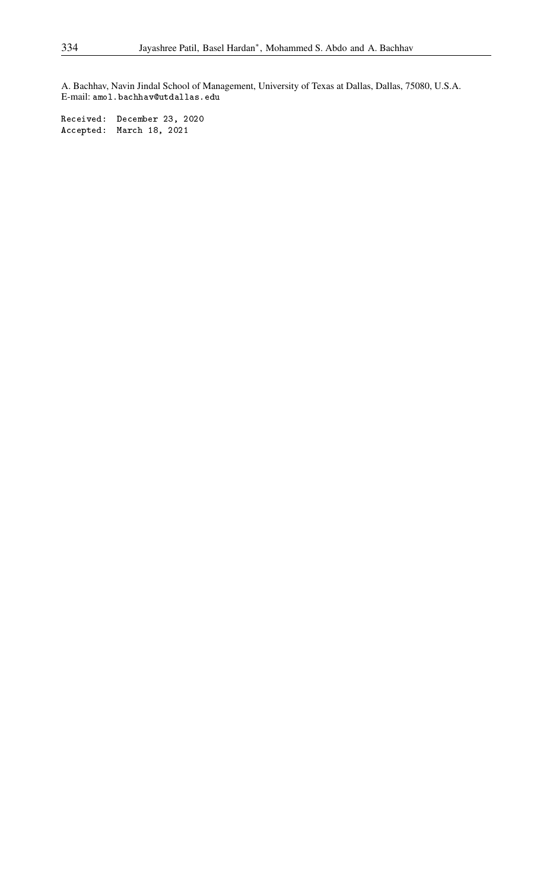A. Bachhav, Navin Jindal School of Management, University of Texas at Dallas, Dallas, 75080, U.S.A.
E-mail: amol.bachhav@utdallas.edu

Received: December 23, 2020
Accepted: March 18, 2021